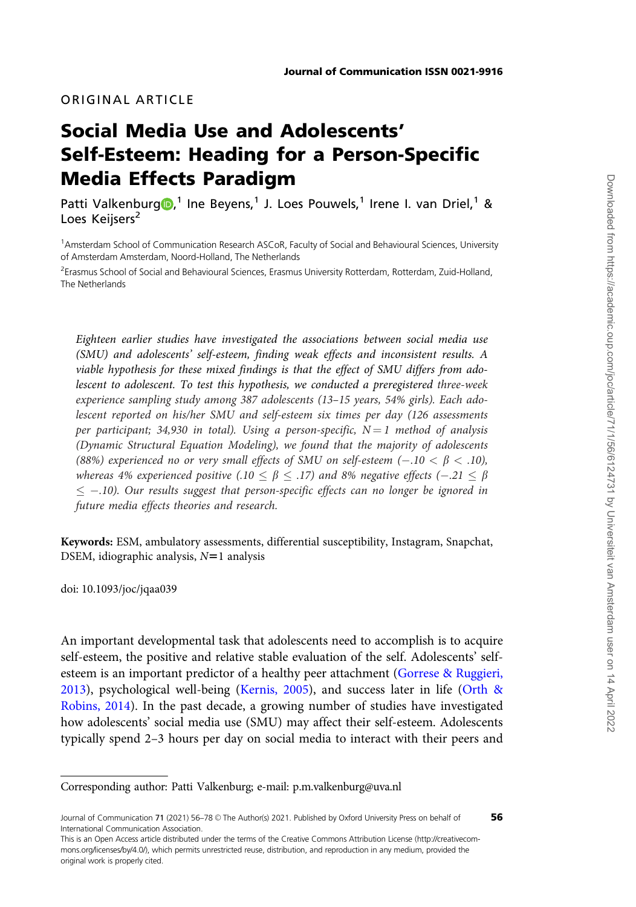ORIGINAL ARTICLE

# Social Media Use and Adolescents' Self-Esteem: Heading for a Person-Specific Media Effects Paradigm

Patti Valkenburg,[1] Ine Beyens,[1] J. Loes Pouwels,[1] Irene I. van Driel,[1] & Loes Keijsers[2]

[1]Amsterdam School of Communication Research ASCoR, Faculty of Social and Behavioural Sciences, University of Amsterdam Amsterdam, Noord-Holland, The Netherlands

[2]Erasmus School of Social and Behavioural Sciences, Erasmus University Rotterdam, Rotterdam, Zuid-Holland, The Netherlands

*Eighteen earlier studies have investigated the associations between social media use (SMU) and adolescents' self-esteem, finding weak effects and inconsistent results. A viable hypothesis for these mixed findings is that the effect of SMU differs from adolescent to adolescent. To test this hypothesis, we conducted a preregistered three-week experience sampling study among 387 adolescents (13–15 years, 54% girls). Each adolescent reported on his/her SMU and self-esteem six times per day (126 assessments per participant; 34,930 in total). Using a person-specific, $N = 1$ method of analysis (Dynamic Structural Equation Modeling), we found that the majority of adolescents (88%) experienced no or very small effects of SMU on self-esteem ($-.10 < \beta < .10$), whereas 4% experienced positive ($.10 \leq \beta \leq .17$) and 8% negative effects ($-.21 \leq \beta \leq -.10$). Our results suggest that person-specific effects can no longer be ignored in future media effects theories and research.*

**Keywords:** ESM, ambulatory assessments, differential susceptibility, Instagram, Snapchat, DSEM, idiographic analysis, $N=1$ analysis

doi: 10.1093/joc/jqaa039

An important developmental task that adolescents need to accomplish is to acquire self-esteem, the positive and relative stable evaluation of the self. Adolescents' self-esteem is an important predictor of a healthy peer attachment (Gorrese & Ruggieri, 2013), psychological well-being (Kernis, 2005), and success later in life (Orth & Robins, 2014). In the past decade, a growing number of studies have investigated how adolescents' social media use (SMU) may affect their self-esteem. Adolescents typically spend 2–3 hours per day on social media to interact with their peers and

---

Corresponding author: Patti Valkenburg; e-mail: p.m.valkenburg@uva.nl

This is an Open Access article distributed under the terms of the Creative Commons Attribution License (http://creativecommons.org/licenses/by/4.0/), which permits unrestricted reuse, distribution, and reproduction in any medium, provided the original work is properly cited.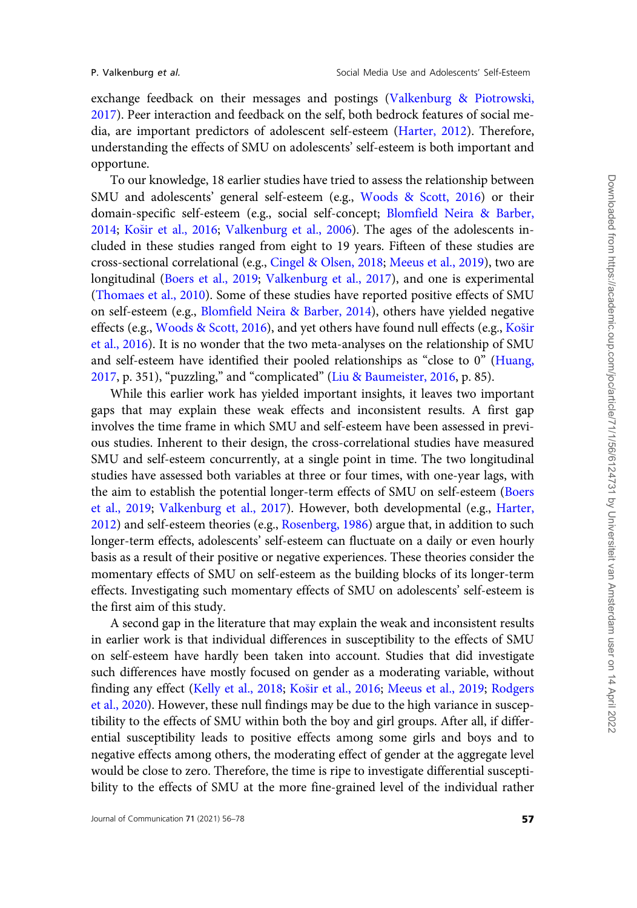exchange feedback on their messages and postings (Valkenburg & Piotrowski, 2017). Peer interaction and feedback on the self, both bedrock features of social media, are important predictors of adolescent self-esteem (Harter, 2012). Therefore, understanding the effects of SMU on adolescents' self-esteem is both important and opportune.

To our knowledge, 18 earlier studies have tried to assess the relationship between SMU and adolescents' general self-esteem (e.g., Woods & Scott, 2016) or their domain-specific self-esteem (e.g., social self-concept; Blomfield Neira & Barber, 2014; Košir et al., 2016; Valkenburg et al., 2006). The ages of the adolescents included in these studies ranged from eight to 19 years. Fifteen of these studies are cross-sectional correlational (e.g., Cingel & Olsen, 2018; Meeus et al., 2019), two are longitudinal (Boers et al., 2019; Valkenburg et al., 2017), and one is experimental (Thomaes et al., 2010). Some of these studies have reported positive effects of SMU on self-esteem (e.g., Blomfield Neira & Barber, 2014), others have yielded negative effects (e.g., Woods & Scott, 2016), and yet others have found null effects (e.g., Košir et al., 2016). It is no wonder that the two meta-analyses on the relationship of SMU and self-esteem have identified their pooled relationships as "close to 0" (Huang, 2017, p. 351), "puzzling," and "complicated" (Liu & Baumeister, 2016, p. 85).

While this earlier work has yielded important insights, it leaves two important gaps that may explain these weak effects and inconsistent results. A first gap involves the time frame in which SMU and self-esteem have been assessed in previous studies. Inherent to their design, the cross-correlational studies have measured SMU and self-esteem concurrently, at a single point in time. The two longitudinal studies have assessed both variables at three or four times, with one-year lags, with the aim to establish the potential longer-term effects of SMU on self-esteem (Boers et al., 2019; Valkenburg et al., 2017). However, both developmental (e.g., Harter, 2012) and self-esteem theories (e.g., Rosenberg, 1986) argue that, in addition to such longer-term effects, adolescents' self-esteem can fluctuate on a daily or even hourly basis as a result of their positive or negative experiences. These theories consider the momentary effects of SMU on self-esteem as the building blocks of its longer-term effects. Investigating such momentary effects of SMU on adolescents' self-esteem is the first aim of this study.

A second gap in the literature that may explain the weak and inconsistent results in earlier work is that individual differences in susceptibility to the effects of SMU on self-esteem have hardly been taken into account. Studies that did investigate such differences have mostly focused on gender as a moderating variable, without finding any effect (Kelly et al., 2018; Košir et al., 2016; Meeus et al., 2019; Rodgers et al., 2020). However, these null findings may be due to the high variance in susceptibility to the effects of SMU within both the boy and girl groups. After all, if differential susceptibility leads to positive effects among some girls and boys and to negative effects among others, the moderating effect of gender at the aggregate level would be close to zero. Therefore, the time is ripe to investigate differential susceptibility to the effects of SMU at the more fine-grained level of the individual rather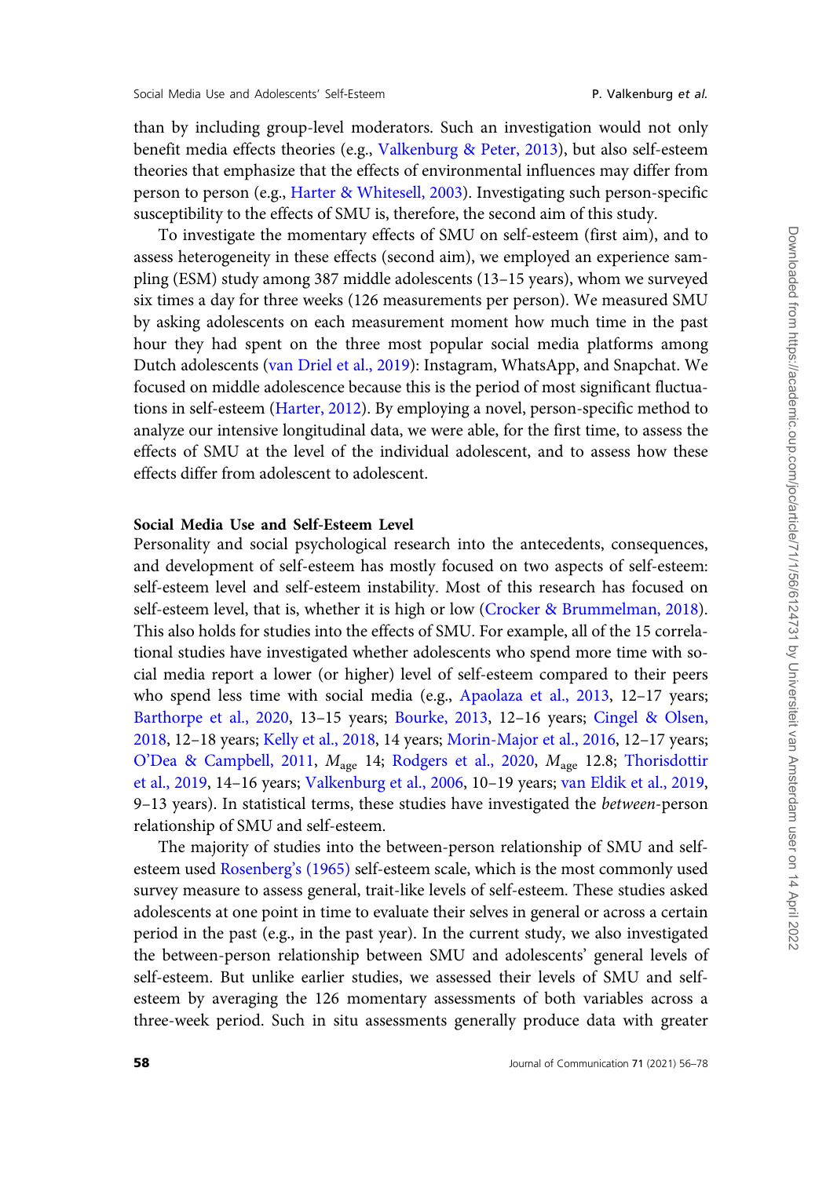than by including group-level moderators. Such an investigation would not only benefit media effects theories (e.g., Valkenburg & Peter, 2013), but also self-esteem theories that emphasize that the effects of environmental influences may differ from person to person (e.g., Harter & Whitesell, 2003). Investigating such person-specific susceptibility to the effects of SMU is, therefore, the second aim of this study.

To investigate the momentary effects of SMU on self-esteem (first aim), and to assess heterogeneity in these effects (second aim), we employed an experience sampling (ESM) study among 387 middle adolescents (13–15 years), whom we surveyed six times a day for three weeks (126 measurements per person). We measured SMU by asking adolescents on each measurement moment how much time in the past hour they had spent on the three most popular social media platforms among Dutch adolescents (van Driel et al., 2019): Instagram, WhatsApp, and Snapchat. We focused on middle adolescence because this is the period of most significant fluctuations in self-esteem (Harter, 2012). By employing a novel, person-specific method to analyze our intensive longitudinal data, we were able, for the first time, to assess the effects of SMU at the level of the individual adolescent, and to assess how these effects differ from adolescent to adolescent.

### Social Media Use and Self-Esteem Level

Personality and social psychological research into the antecedents, consequences, and development of self-esteem has mostly focused on two aspects of self-esteem: self-esteem level and self-esteem instability. Most of this research has focused on self-esteem level, that is, whether it is high or low (Crocker & Brummelman, 2018). This also holds for studies into the effects of SMU. For example, all of the 15 correlational studies have investigated whether adolescents who spend more time with social media report a lower (or higher) level of self-esteem compared to their peers who spend less time with social media (e.g., Apaolaza et al., 2013, 12–17 years; Barthorpe et al., 2020, 13–15 years; Bourke, 2013, 12–16 years; Cingel & Olsen, 2018, 12–18 years; Kelly et al., 2018, 14 years; Morin-Major et al., 2016, 12–17 years; O'Dea & Campbell, 2011, $M_{\text{age}}$ 14; Rodgers et al., 2020, $M_{\text{age}}$ 12.8; Thorisdottir et al., 2019, 14–16 years; Valkenburg et al., 2006, 10–19 years; van Eldik et al., 2019, 9–13 years). In statistical terms, these studies have investigated the *between*-person relationship of SMU and self-esteem.

The majority of studies into the between-person relationship of SMU and self-esteem used Rosenberg's (1965) self-esteem scale, which is the most commonly used survey measure to assess general, trait-like levels of self-esteem. These studies asked adolescents at one point in time to evaluate their selves in general or across a certain period in the past (e.g., in the past year). In the current study, we also investigated the between-person relationship between SMU and adolescents' general levels of self-esteem. But unlike earlier studies, we assessed their levels of SMU and self-esteem by averaging the 126 momentary assessments of both variables across a three-week period. Such in situ assessments generally produce data with greater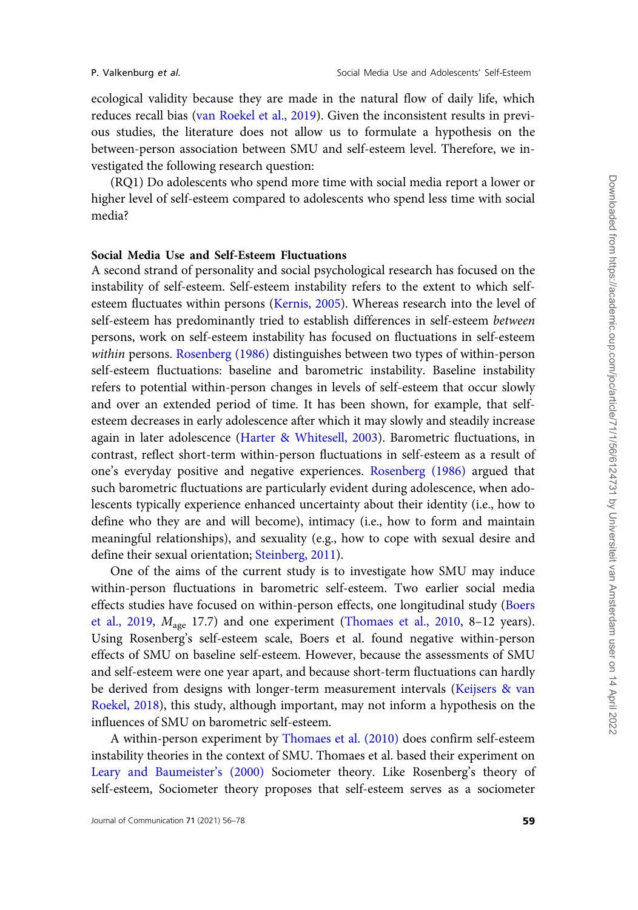ecological validity because they are made in the natural flow of daily life, which reduces recall bias (van Roekel et al., 2019). Given the inconsistent results in previous studies, the literature does not allow us to formulate a hypothesis on the between-person association between SMU and self-esteem level. Therefore, we investigated the following research question:

(RQ1) Do adolescents who spend more time with social media report a lower or higher level of self-esteem compared to adolescents who spend less time with social media?

### Social Media Use and Self-Esteem Fluctuations

A second strand of personality and social psychological research has focused on the instability of self-esteem. Self-esteem instability refers to the extent to which self-esteem fluctuates within persons (Kernis, 2005). Whereas research into the level of self-esteem has predominantly tried to establish differences in self-esteem *between* persons, work on self-esteem instability has focused on fluctuations in self-esteem *within* persons. Rosenberg (1986) distinguishes between two types of within-person self-esteem fluctuations: baseline and barometric instability. Baseline instability refers to potential within-person changes in levels of self-esteem that occur slowly and over an extended period of time. It has been shown, for example, that self-esteem decreases in early adolescence after which it may slowly and steadily increase again in later adolescence (Harter & Whitesell, 2003). Barometric fluctuations, in contrast, reflect short-term within-person fluctuations in self-esteem as a result of one's everyday positive and negative experiences. Rosenberg (1986) argued that such barometric fluctuations are particularly evident during adolescence, when adolescents typically experience enhanced uncertainty about their identity (i.e., how to define who they are and will become), intimacy (i.e., how to form and maintain meaningful relationships), and sexuality (e.g., how to cope with sexual desire and define their sexual orientation; Steinberg, 2011).

One of the aims of the current study is to investigate how SMU may induce within-person fluctuations in barometric self-esteem. Two earlier social media effects studies have focused on within-person effects, one longitudinal study (Boers et al., 2019, $M_{age}$ 17.7) and one experiment (Thomaes et al., 2010, 8–12 years). Using Rosenberg's self-esteem scale, Boers et al. found negative within-person effects of SMU on baseline self-esteem. However, because the assessments of SMU and self-esteem were one year apart, and because short-term fluctuations can hardly be derived from designs with longer-term measurement intervals (Keijsers & van Roekel, 2018), this study, although important, may not inform a hypothesis on the influences of SMU on barometric self-esteem.

A within-person experiment by Thomaes et al. (2010) does confirm self-esteem instability theories in the context of SMU. Thomaes et al. based their experiment on Leary and Baumeister's (2000) Sociometer theory. Like Rosenberg's theory of self-esteem, Sociometer theory proposes that self-esteem serves as a sociometer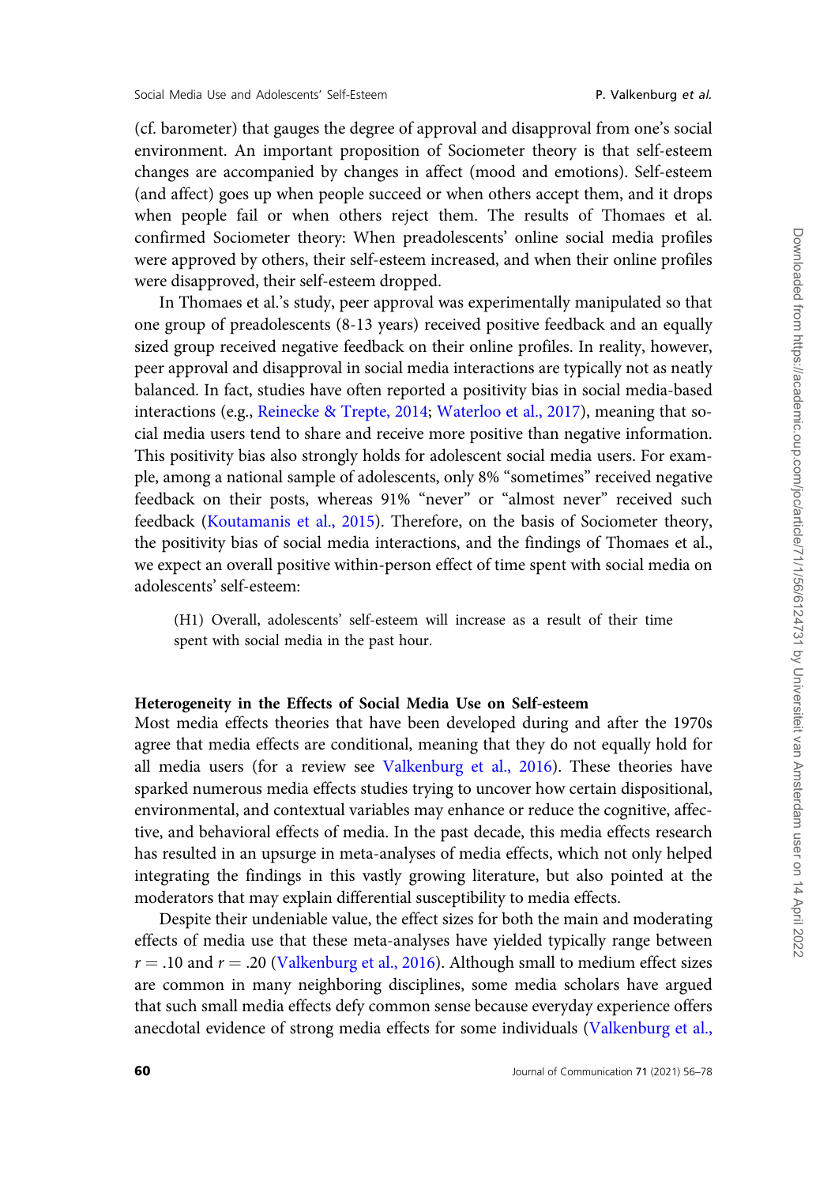(cf. barometer) that gauges the degree of approval and disapproval from one's social environment. An important proposition of Sociometer theory is that self-esteem changes are accompanied by changes in affect (mood and emotions). Self-esteem (and affect) goes up when people succeed or when others accept them, and it drops when people fail or when others reject them. The results of Thomaes et al. confirmed Sociometer theory: When preadolescents' online social media profiles were approved by others, their self-esteem increased, and when their online profiles were disapproved, their self-esteem dropped.

In Thomaes et al.'s study, peer approval was experimentally manipulated so that one group of preadolescents (8-13 years) received positive feedback and an equally sized group received negative feedback on their online profiles. In reality, however, peer approval and disapproval in social media interactions are typically not as neatly balanced. In fact, studies have often reported a positivity bias in social media-based interactions (e.g., Reinecke & Trepte, 2014; Waterloo et al., 2017), meaning that social media users tend to share and receive more positive than negative information. This positivity bias also strongly holds for adolescent social media users. For example, among a national sample of adolescents, only 8% "sometimes" received negative feedback on their posts, whereas 91% "never" or "almost never" received such feedback (Koutamanis et al., 2015). Therefore, on the basis of Sociometer theory, the positivity bias of social media interactions, and the findings of Thomaes et al., we expect an overall positive within-person effect of time spent with social media on adolescents' self-esteem:

> (H1) Overall, adolescents' self-esteem will increase as a result of their time spent with social media in the past hour.

### Heterogeneity in the Effects of Social Media Use on Self-esteem

Most media effects theories that have been developed during and after the 1970s agree that media effects are conditional, meaning that they do not equally hold for all media users (for a review see Valkenburg et al., 2016). These theories have sparked numerous media effects studies trying to uncover how certain dispositional, environmental, and contextual variables may enhance or reduce the cognitive, affective, and behavioral effects of media. In the past decade, this media effects research has resulted in an upsurge in meta-analyses of media effects, which not only helped integrating the findings in this vastly growing literature, but also pointed at the moderators that may explain differential susceptibility to media effects.

Despite their undeniable value, the effect sizes for both the main and moderating effects of media use that these meta-analyses have yielded typically range between $r = .10$ and $r = .20$ (Valkenburg et al., 2016). Although small to medium effect sizes are common in many neighboring disciplines, some media scholars have argued that such small media effects defy common sense because everyday experience offers anecdotal evidence of strong media effects for some individuals (Valkenburg et al.,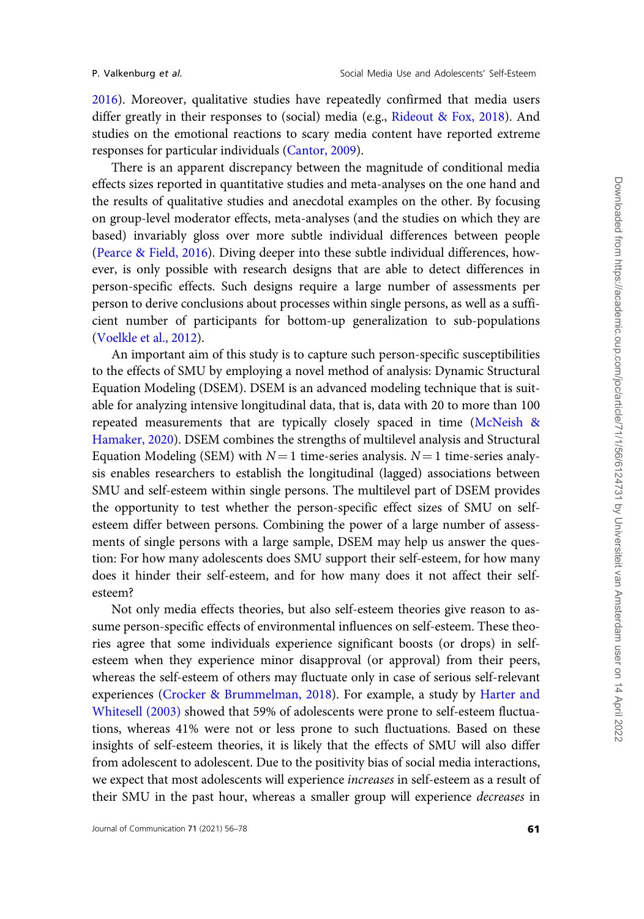2016). Moreover, qualitative studies have repeatedly confirmed that media users differ greatly in their responses to (social) media (e.g., Rideout & Fox, 2018). And studies on the emotional reactions to scary media content have reported extreme responses for particular individuals (Cantor, 2009).

There is an apparent discrepancy between the magnitude of conditional media effects sizes reported in quantitative studies and meta-analyses on the one hand and the results of qualitative studies and anecdotal examples on the other. By focusing on group-level moderator effects, meta-analyses (and the studies on which they are based) invariably gloss over more subtle individual differences between people (Pearce & Field, 2016). Diving deeper into these subtle individual differences, however, is only possible with research designs that are able to detect differences in person-specific effects. Such designs require a large number of assessments per person to derive conclusions about processes within single persons, as well as a sufficient number of participants for bottom-up generalization to sub-populations (Voelkle et al., 2012).

An important aim of this study is to capture such person-specific susceptibilities to the effects of SMU by employing a novel method of analysis: Dynamic Structural Equation Modeling (DSEM). DSEM is an advanced modeling technique that is suitable for analyzing intensive longitudinal data, that is, data with 20 to more than 100 repeated measurements that are typically closely spaced in time (McNeish & Hamaker, 2020). DSEM combines the strengths of multilevel analysis and Structural Equation Modeling (SEM) with $N = 1$ time-series analysis. $N = 1$ time-series analysis enables researchers to establish the longitudinal (lagged) associations between SMU and self-esteem within single persons. The multilevel part of DSEM provides the opportunity to test whether the person-specific effect sizes of SMU on self-esteem differ between persons. Combining the power of a large number of assessments of single persons with a large sample, DSEM may help us answer the question: For how many adolescents does SMU support their self-esteem, for how many does it hinder their self-esteem, and for how many does it not affect their self-esteem?

Not only media effects theories, but also self-esteem theories give reason to assume person-specific effects of environmental influences on self-esteem. These theories agree that some individuals experience significant boosts (or drops) in self-esteem when they experience minor disapproval (or approval) from their peers, whereas the self-esteem of others may fluctuate only in case of serious self-relevant experiences (Crocker & Brummelman, 2018). For example, a study by Harter and Whitesell (2003) showed that 59% of adolescents were prone to self-esteem fluctuations, whereas 41% were not or less prone to such fluctuations. Based on these insights of self-esteem theories, it is likely that the effects of SMU will also differ from adolescent to adolescent. Due to the positivity bias of social media interactions, we expect that most adolescents will experience *increases* in self-esteem as a result of their SMU in the past hour, whereas a smaller group will experience *decreases* in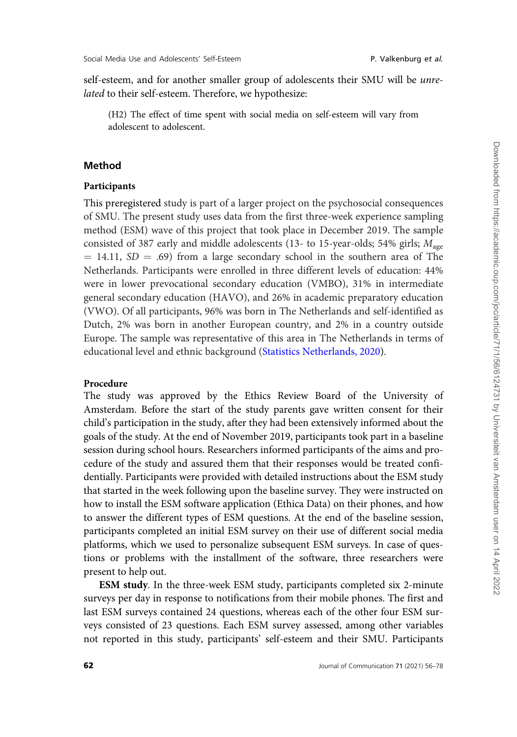self-esteem, and for another smaller group of adolescents their SMU will be *unrelated* to their self-esteem. Therefore, we hypothesize:

> (H2) The effect of time spent with social media on self-esteem will vary from adolescent to adolescent.

## Method

### Participants

This preregistered study is part of a larger project on the psychosocial consequences of SMU. The present study uses data from the first three-week experience sampling method (ESM) wave of this project that took place in December 2019. The sample consisted of 387 early and middle adolescents (13- to 15-year-olds; 54% girls; $M_{age} = 14.11$, $SD = .69$) from a large secondary school in the southern area of The Netherlands. Participants were enrolled in three different levels of education: 44% were in lower prevocational secondary education (VMBO), 31% in intermediate general secondary education (HAVO), and 26% in academic preparatory education (VWO). Of all participants, 96% was born in The Netherlands and self-identified as Dutch, 2% was born in another European country, and 2% in a country outside Europe. The sample was representative of this area in The Netherlands in terms of educational level and ethnic background (Statistics Netherlands, 2020).

### Procedure

The study was approved by the Ethics Review Board of the University of Amsterdam. Before the start of the study parents gave written consent for their child's participation in the study, after they had been extensively informed about the goals of the study. At the end of November 2019, participants took part in a baseline session during school hours. Researchers informed participants of the aims and procedure of the study and assured them that their responses would be treated confidentially. Participants were provided with detailed instructions about the ESM study that started in the week following upon the baseline survey. They were instructed on how to install the ESM software application (Ethica Data) on their phones, and how to answer the different types of ESM questions. At the end of the baseline session, participants completed an initial ESM survey on their use of different social media platforms, which we used to personalize subsequent ESM surveys. In case of questions or problems with the installment of the software, three researchers were present to help out.

**ESM study**. In the three-week ESM study, participants completed six 2-minute surveys per day in response to notifications from their mobile phones. The first and last ESM surveys contained 24 questions, whereas each of the other four ESM surveys consisted of 23 questions. Each ESM survey assessed, among other variables not reported in this study, participants' self-esteem and their SMU. Participants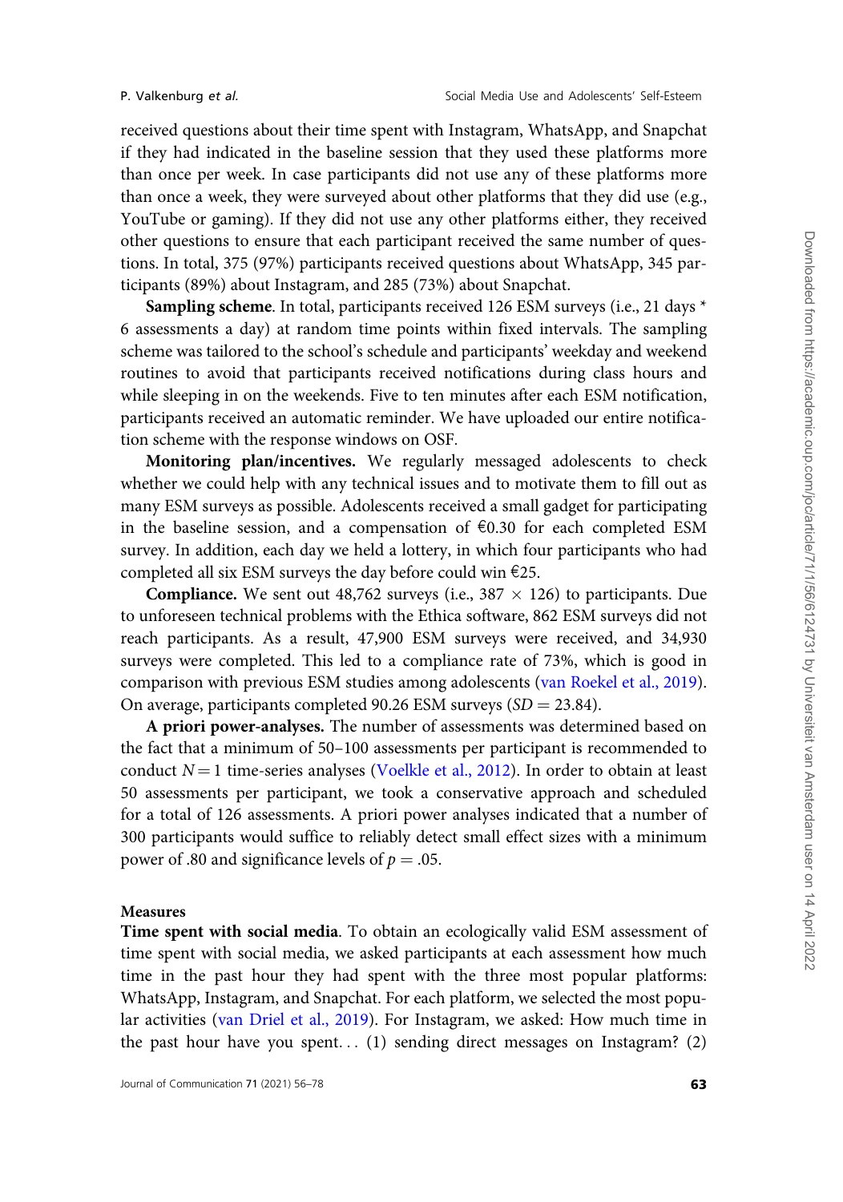received questions about their time spent with Instagram, WhatsApp, and Snapchat if they had indicated in the baseline session that they used these platforms more than once per week. In case participants did not use any of these platforms more than once a week, they were surveyed about other platforms that they did use (e.g., YouTube or gaming). If they did not use any other platforms either, they received other questions to ensure that each participant received the same number of questions. In total, 375 (97%) participants received questions about WhatsApp, 345 participants (89%) about Instagram, and 285 (73%) about Snapchat.

**Sampling scheme**. In total, participants received 126 ESM surveys (i.e., 21 days * 6 assessments a day) at random time points within fixed intervals. The sampling scheme was tailored to the school's schedule and participants' weekday and weekend routines to avoid that participants received notifications during class hours and while sleeping in on the weekends. Five to ten minutes after each ESM notification, participants received an automatic reminder. We have uploaded our entire notification scheme with the response windows on OSF.

**Monitoring plan/incentives.** We regularly messaged adolescents to check whether we could help with any technical issues and to motivate them to fill out as many ESM surveys as possible. Adolescents received a small gadget for participating in the baseline session, and a compensation of €0.30 for each completed ESM survey. In addition, each day we held a lottery, in which four participants who had completed all six ESM surveys the day before could win €25.

**Compliance.** We sent out 48,762 surveys (i.e., 387 $\times$ 126) to participants. Due to unforeseen technical problems with the Ethica software, 862 ESM surveys did not reach participants. As a result, 47,900 ESM surveys were received, and 34,930 surveys were completed. This led to a compliance rate of 73%, which is good in comparison with previous ESM studies among adolescents (van Roekel et al., 2019). On average, participants completed 90.26 ESM surveys ($SD = 23.84$).

**A priori power-analyses.** The number of assessments was determined based on the fact that a minimum of 50–100 assessments per participant is recommended to conduct $N = 1$ time-series analyses (Voelkle et al., 2012). In order to obtain at least 50 assessments per participant, we took a conservative approach and scheduled for a total of 126 assessments. A priori power analyses indicated that a number of 300 participants would suffice to reliably detect small effect sizes with a minimum power of .80 and significance levels of $p = .05$.

### Measures

**Time spent with social media**. To obtain an ecologically valid ESM assessment of time spent with social media, we asked participants at each assessment how much time in the past hour they had spent with the three most popular platforms: WhatsApp, Instagram, and Snapchat. For each platform, we selected the most popular activities (van Driel et al., 2019). For Instagram, we asked: How much time in the past hour have you spent... (1) sending direct messages on Instagram? (2)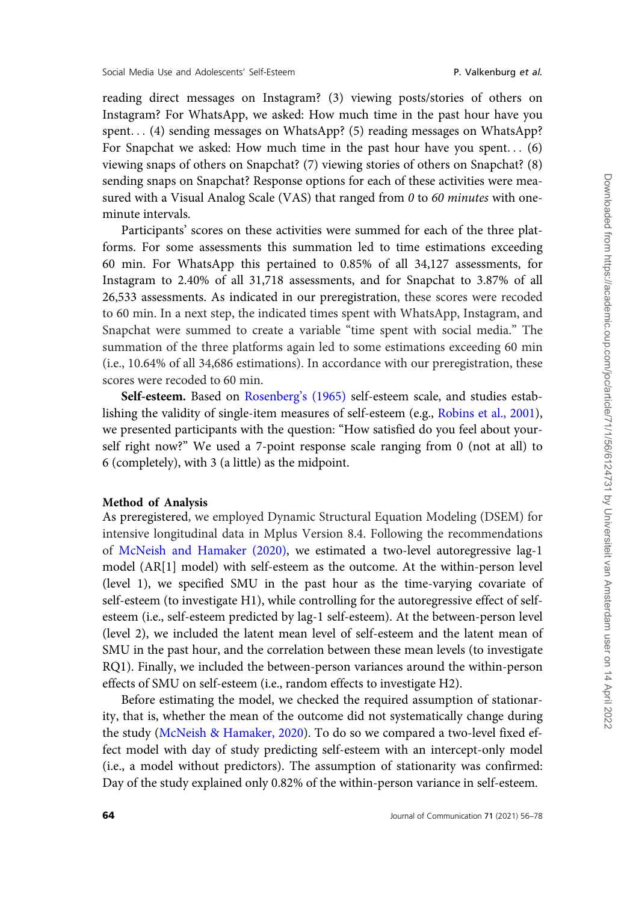reading direct messages on Instagram? (3) viewing posts/stories of others on Instagram? For WhatsApp, we asked: How much time in the past hour have you spent… (4) sending messages on WhatsApp? (5) reading messages on WhatsApp? For Snapchat we asked: How much time in the past hour have you spent… (6) viewing snaps of others on Snapchat? (7) viewing stories of others on Snapchat? (8) sending snaps on Snapchat? Response options for each of these activities were measured with a Visual Analog Scale (VAS) that ranged from *0* to *60 minutes* with one-minute intervals.

Participants' scores on these activities were summed for each of the three platforms. For some assessments this summation led to time estimations exceeding 60 min. For WhatsApp this pertained to 0.85% of all 34,127 assessments, for Instagram to 2.40% of all 31,718 assessments, and for Snapchat to 3.87% of all 26,533 assessments. As indicated in our preregistration, these scores were recoded to 60 min. In a next step, the indicated times spent with WhatsApp, Instagram, and Snapchat were summed to create a variable "time spent with social media." The summation of the three platforms again led to some estimations exceeding 60 min (i.e., 10.64% of all 34,686 estimations). In accordance with our preregistration, these scores were recoded to 60 min.

**Self-esteem.** Based on Rosenberg's (1965) self-esteem scale, and studies establishing the validity of single-item measures of self-esteem (e.g., Robins et al., 2001), we presented participants with the question: "How satisfied do you feel about yourself right now?" We used a 7-point response scale ranging from 0 (not at all) to 6 (completely), with 3 (a little) as the midpoint.

### Method of Analysis

As preregistered, we employed Dynamic Structural Equation Modeling (DSEM) for intensive longitudinal data in Mplus Version 8.4. Following the recommendations of McNeish and Hamaker (2020), we estimated a two-level autoregressive lag-1 model (AR[1] model) with self-esteem as the outcome. At the within-person level (level 1), we specified SMU in the past hour as the time-varying covariate of self-esteem (to investigate H1), while controlling for the autoregressive effect of self-esteem (i.e., self-esteem predicted by lag-1 self-esteem). At the between-person level (level 2), we included the latent mean level of self-esteem and the latent mean of SMU in the past hour, and the correlation between these mean levels (to investigate RQ1). Finally, we included the between-person variances around the within-person effects of SMU on self-esteem (i.e., random effects to investigate H2).

Before estimating the model, we checked the required assumption of stationarity, that is, whether the mean of the outcome did not systematically change during the study (McNeish & Hamaker, 2020). To do so we compared a two-level fixed effect model with day of study predicting self-esteem with an intercept-only model (i.e., a model without predictors). The assumption of stationarity was confirmed: Day of the study explained only 0.82% of the within-person variance in self-esteem.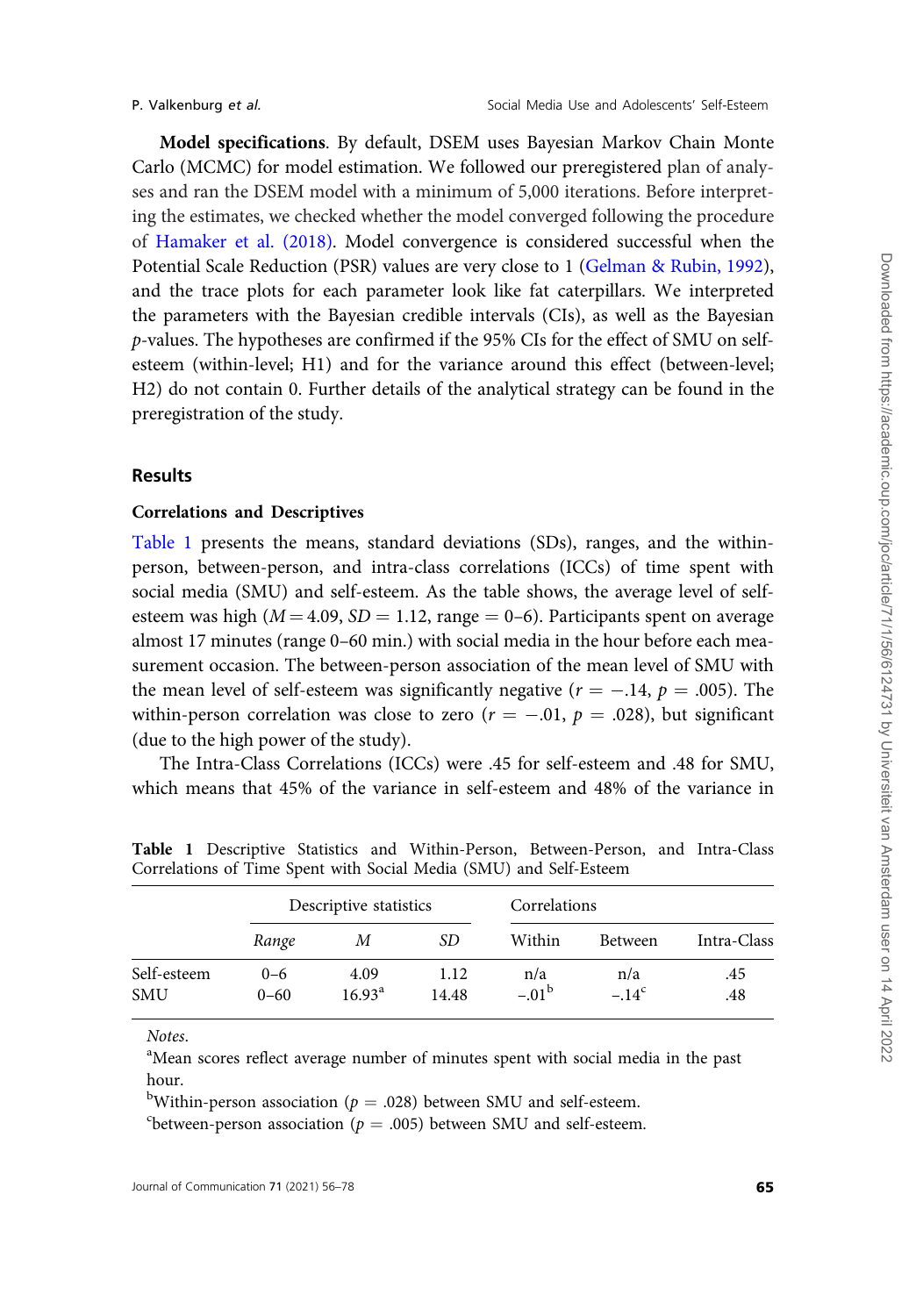**Model specifications**. By default, DSEM uses Bayesian Markov Chain Monte Carlo (MCMC) for model estimation. We followed our preregistered plan of analyses and ran the DSEM model with a minimum of 5,000 iterations. Before interpreting the estimates, we checked whether the model converged following the procedure of Hamaker et al. (2018). Model convergence is considered successful when the Potential Scale Reduction (PSR) values are very close to 1 (Gelman & Rubin, 1992), and the trace plots for each parameter look like fat caterpillars. We interpreted the parameters with the Bayesian credible intervals (CIs), as well as the Bayesian *p*-values. The hypotheses are confirmed if the 95% CIs for the effect of SMU on self-esteem (within-level; H1) and for the variance around this effect (between-level; H2) do not contain 0. Further details of the analytical strategy can be found in the preregistration of the study.

## Results

### Correlations and Descriptives

Table 1 presents the means, standard deviations (SDs), ranges, and the within-person, between-person, and intra-class correlations (ICCs) of time spent with social media (SMU) and self-esteem. As the table shows, the average level of self-esteem was high ($M = 4.09$, $SD = 1.12$, range = 0–6). Participants spent on average almost 17 minutes (range 0–60 min.) with social media in the hour before each measurement occasion. The between-person association of the mean level of SMU with the mean level of self-esteem was significantly negative ($r = -.14$, $p = .005$). The within-person correlation was close to zero ($r = -.01$, $p = .028$), but significant (due to the high power of the study).

The Intra-Class Correlations (ICCs) were .45 for self-esteem and .48 for SMU, which means that 45% of the variance in self-esteem and 48% of the variance in

**Table 1** Descriptive Statistics and Within-Person, Between-Person, and Intra-Class Correlations of Time Spent with Social Media (SMU) and Self-Esteem

| | Descriptive statistics | | | Correlations | | |
|---|---|---|---|---|---|---|
| | *Range* | *M* | *SD* | Within | Between | Intra-Class |
| Self-esteem | 0–6 | 4.09 | 1.12 | n/a | n/a | .45 |
| SMU | 0–60 | 16.93[a] | 14.48 | –.01[b] | –.14[c] | .48 |

*Notes*.
[a]Mean scores reflect average number of minutes spent with social media in the past hour.
[b]Within-person association ($p = .028$) between SMU and self-esteem.
[c]between-person association ($p = .005$) between SMU and self-esteem.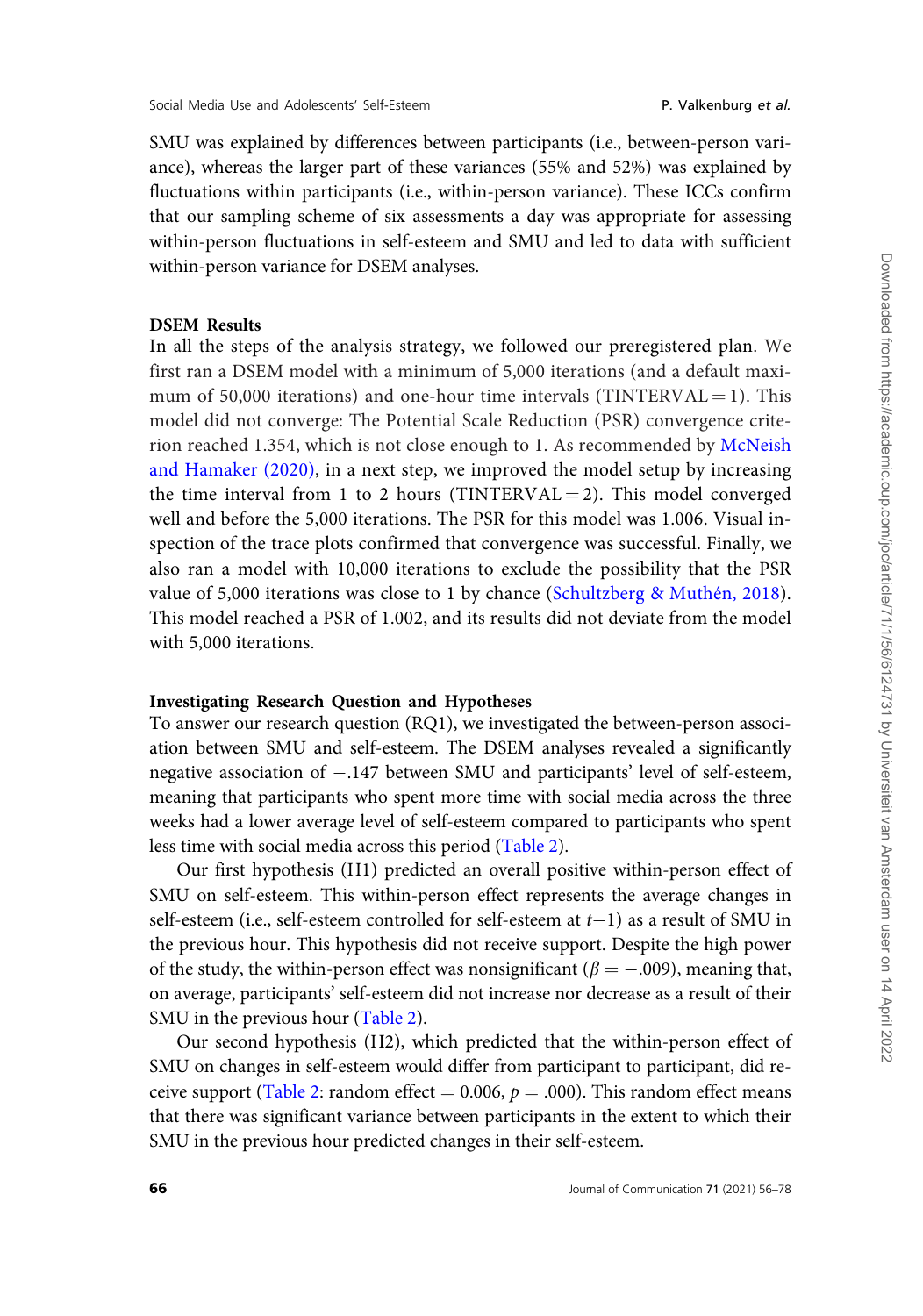SMU was explained by differences between participants (i.e., between-person variance), whereas the larger part of these variances (55% and 52%) was explained by fluctuations within participants (i.e., within-person variance). These ICCs confirm that our sampling scheme of six assessments a day was appropriate for assessing within-person fluctuations in self-esteem and SMU and led to data with sufficient within-person variance for DSEM analyses.

### DSEM Results

In all the steps of the analysis strategy, we followed our preregistered plan. We first ran a DSEM model with a minimum of 5,000 iterations (and a default maximum of 50,000 iterations) and one-hour time intervals (TINTERVAL = 1). This model did not converge: The Potential Scale Reduction (PSR) convergence criterion reached 1.354, which is not close enough to 1. As recommended by McNeish and Hamaker (2020), in a next step, we improved the model setup by increasing the time interval from 1 to 2 hours (TINTERVAL = 2). This model converged well and before the 5,000 iterations. The PSR for this model was 1.006. Visual inspection of the trace plots confirmed that convergence was successful. Finally, we also ran a model with 10,000 iterations to exclude the possibility that the PSR value of 5,000 iterations was close to 1 by chance (Schultzberg & Muthén, 2018). This model reached a PSR of 1.002, and its results did not deviate from the model with 5,000 iterations.

### Investigating Research Question and Hypotheses

To answer our research question (RQ1), we investigated the between-person association between SMU and self-esteem. The DSEM analyses revealed a significantly negative association of −.147 between SMU and participants' level of self-esteem, meaning that participants who spent more time with social media across the three weeks had a lower average level of self-esteem compared to participants who spent less time with social media across this period (Table 2).

Our first hypothesis (H1) predicted an overall positive within-person effect of SMU on self-esteem. This within-person effect represents the average changes in self-esteem (i.e., self-esteem controlled for self-esteem at $t-1$) as a result of SMU in the previous hour. This hypothesis did not receive support. Despite the high power of the study, the within-person effect was nonsignificant ($\beta = -.009$), meaning that, on average, participants' self-esteem did not increase nor decrease as a result of their SMU in the previous hour (Table 2).

Our second hypothesis (H2), which predicted that the within-person effect of SMU on changes in self-esteem would differ from participant to participant, did receive support (Table 2: random effect = 0.006, $p = .000$). This random effect means that there was significant variance between participants in the extent to which their SMU in the previous hour predicted changes in their self-esteem.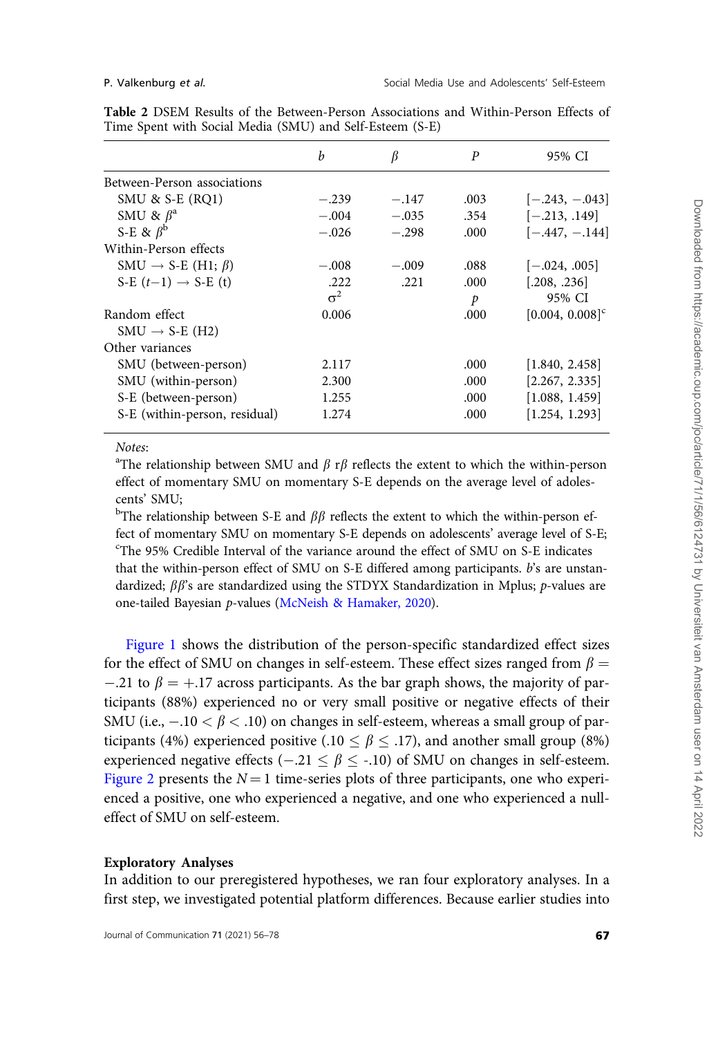**Table 2** DSEM Results of the Between-Person Associations and Within-Person Effects of Time Spent with Social Media (SMU) and Self-Esteem (S-E)

| | *b* | *β* | *P* | 95% CI |
|---|---|---|---|---|
| Between-Person associations | | | | |
| SMU & S-E (RQ1) | −.239 | −.147 | .003 | [−.243, −.043] |
| SMU & $\beta^{a}$ | −.004 | −.035 | .354 | [−.213, .149] |
| S-E & $\beta^{b}$ | −.026 | −.298 | .000 | [−.447, −.144] |
| Within-Person effects | | | | |
| SMU → S-E (H1; *β*) | −.008 | −.009 | .088 | [−.024, .005] |
| S-E ($t$−1) → S-E (t) | .222 | .221 | .000 | [.208, .236] |
| | $\sigma^2$ | | *p* | 95% CI |
| Random effect | 0.006 | | .000 | [0.004, 0.008][c] |
| SMU → S-E (H2) | | | | |
| Other variances | | | | |
| SMU (between-person) | 2.117 | | .000 | [1.840, 2.458] |
| SMU (within-person) | 2.300 | | .000 | [2.267, 2.335] |
| S-E (between-person) | 1.255 | | .000 | [1.088, 1.459] |
| S-E (within-person, residual) | 1.274 | | .000 | [1.254, 1.293] |

*Notes*:
[a]The relationship between SMU and *β* r*β* reflects the extent to which the within-person effect of momentary SMU on momentary S-E depends on the average level of adolescents' SMU;
[b]The relationship between S-E and *ββ* reflects the extent to which the within-person effect of momentary SMU on momentary S-E depends on adolescents' average level of S-E;
[c]The 95% Credible Interval of the variance around the effect of SMU on S-E indicates that the within-person effect of SMU on S-E differed among participants. *b*'s are unstandardized; *ββ*'s are standardized using the STDYX Standardization in Mplus; *p*-values are one-tailed Bayesian *p*-values (McNeish & Hamaker, 2020).

Figure 1 shows the distribution of the person-specific standardized effect sizes for the effect of SMU on changes in self-esteem. These effect sizes ranged from $\beta = -.21$ to $\beta = +.17$ across participants. As the bar graph shows, the majority of participants (88%) experienced no or very small positive or negative effects of their SMU (i.e., $-.10 < \beta < .10$) on changes in self-esteem, whereas a small group of participants (4%) experienced positive ($.10 \leq \beta \leq .17$), and another small group (8%) experienced negative effects ($-.21 \leq \beta \leq -.10$) of SMU on changes in self-esteem. Figure 2 presents the $N = 1$ time-series plots of three participants, one who experienced a positive, one who experienced a negative, and one who experienced a null-effect of SMU on self-esteem.

### Exploratory Analyses

In addition to our preregistered hypotheses, we ran four exploratory analyses. In a first step, we investigated potential platform differences. Because earlier studies into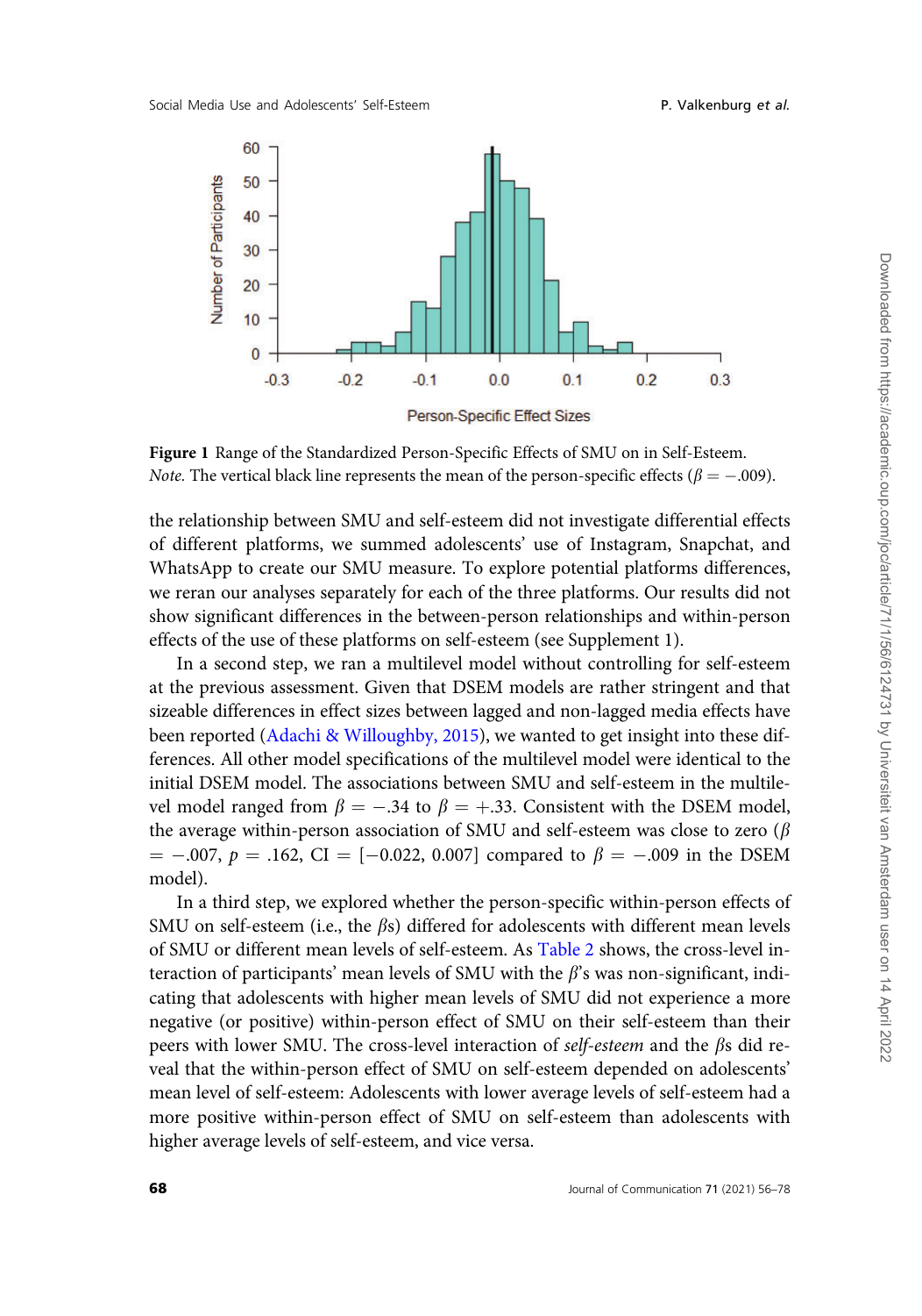**Figure 1** Range of the Standardized Person-Specific Effects of SMU on in Self-Esteem.
*Note.* The vertical black line represents the mean of the person-specific effects ($\beta = -.009$).

the relationship between SMU and self-esteem did not investigate differential effects of different platforms, we summed adolescents' use of Instagram, Snapchat, and WhatsApp to create our SMU measure. To explore potential platforms differences, we reran our analyses separately for each of the three platforms. Our results did not show significant differences in the between-person relationships and within-person effects of the use of these platforms on self-esteem (see Supplement 1).

In a second step, we ran a multilevel model without controlling for self-esteem at the previous assessment. Given that DSEM models are rather stringent and that sizeable differences in effect sizes between lagged and non-lagged media effects have been reported (Adachi & Willoughby, 2015), we wanted to get insight into these differences. All other model specifications of the multilevel model were identical to the initial DSEM model. The associations between SMU and self-esteem in the multilevel model ranged from $\beta = -.34$ to $\beta = +.33$. Consistent with the DSEM model, the average within-person association of SMU and self-esteem was close to zero ($\beta = -.007$, $p = .162$, CI = [−0.022, 0.007] compared to $\beta = -.009$ in the DSEM model).

In a third step, we explored whether the person-specific within-person effects of SMU on self-esteem (i.e., the $\beta$s) differed for adolescents with different mean levels of SMU or different mean levels of self-esteem. As Table 2 shows, the cross-level interaction of participants' mean levels of SMU with the $\beta$'s was non-significant, indicating that adolescents with higher mean levels of SMU did not experience a more negative (or positive) within-person effect of SMU on their self-esteem than their peers with lower SMU. The cross-level interaction of *self-esteem* and the $\beta$s did reveal that the within-person effect of SMU on self-esteem depended on adolescents' mean level of self-esteem: Adolescents with lower average levels of self-esteem had a more positive within-person effect of SMU on self-esteem than adolescents with higher average levels of self-esteem, and vice versa.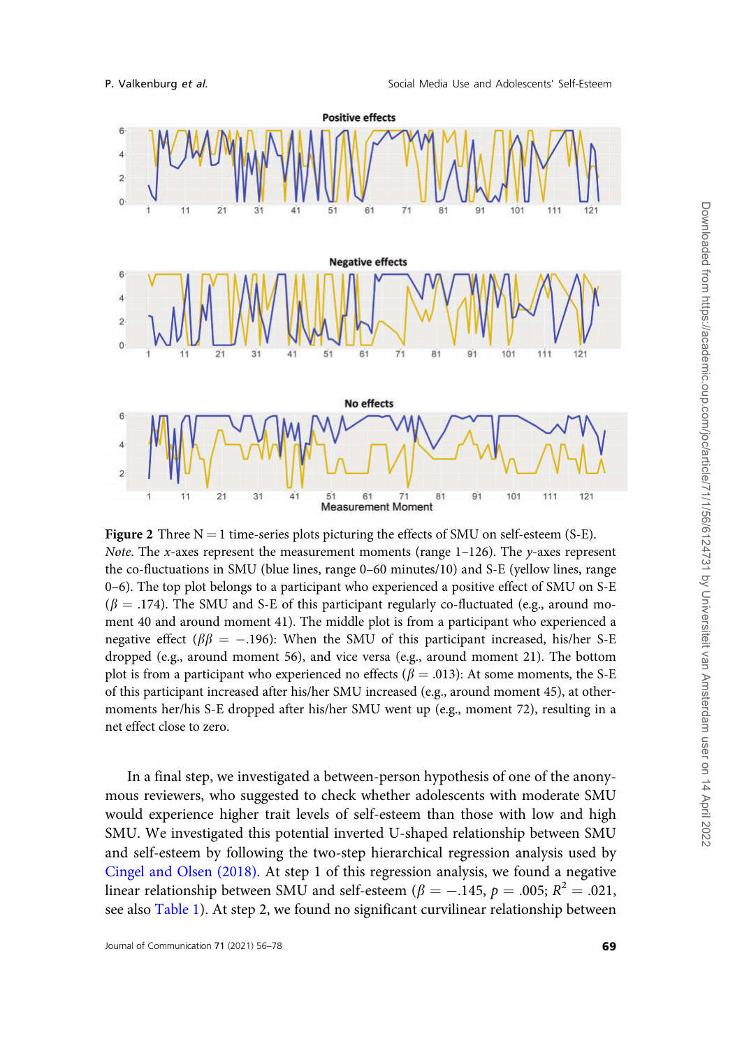Positive effects

6
4
2
0
1 11 21 31 41 51 61 71 81 91 101 111 121

Negative effects

6
4
2
0
1 11 21 31 41 51 61 71 81 91 101 111 121

No effects

6
4
2
1 11 21 31 41 51 61 71 81 91 101 111 121
Measurement Moment

**Figure 2** Three N = 1 time-series plots picturing the effects of SMU on self-esteem (S-E). *Note*. The *x*-axes represent the measurement moments (range 1–126). The *y*-axes represent the co-fluctuations in SMU (blue lines, range 0–60 minutes/10) and S-E (yellow lines, range 0–6). The top plot belongs to a participant who experienced a positive effect of SMU on S-E ($\beta$ = .174). The SMU and S-E of this participant regularly co-fluctuated (e.g., around moment 40 and around moment 41). The middle plot is from a participant who experienced a negative effect ($\beta\beta$ = −.196): When the SMU of this participant increased, his/her S-E dropped (e.g., around moment 56), and vice versa (e.g., around moment 21). The bottom plot is from a participant who experienced no effects ($\beta$ = .013): At some moments, the S-E of this participant increased after his/her SMU increased (e.g., around moment 45), at other-moments her/his S-E dropped after his/her SMU went up (e.g., moment 72), resulting in a net effect close to zero.

In a final step, we investigated a between-person hypothesis of one of the anonymous reviewers, who suggested to check whether adolescents with moderate SMU would experience higher trait levels of self-esteem than those with low and high SMU. We investigated this potential inverted U-shaped relationship between SMU and self-esteem by following the two-step hierarchical regression analysis used by Cingel and Olsen (2018). At step 1 of this regression analysis, we found a negative linear relationship between SMU and self-esteem ($\beta$ = −.145, $p$ = .005; $R^2$ = .021, see also Table 1). At step 2, we found no significant curvilinear relationship between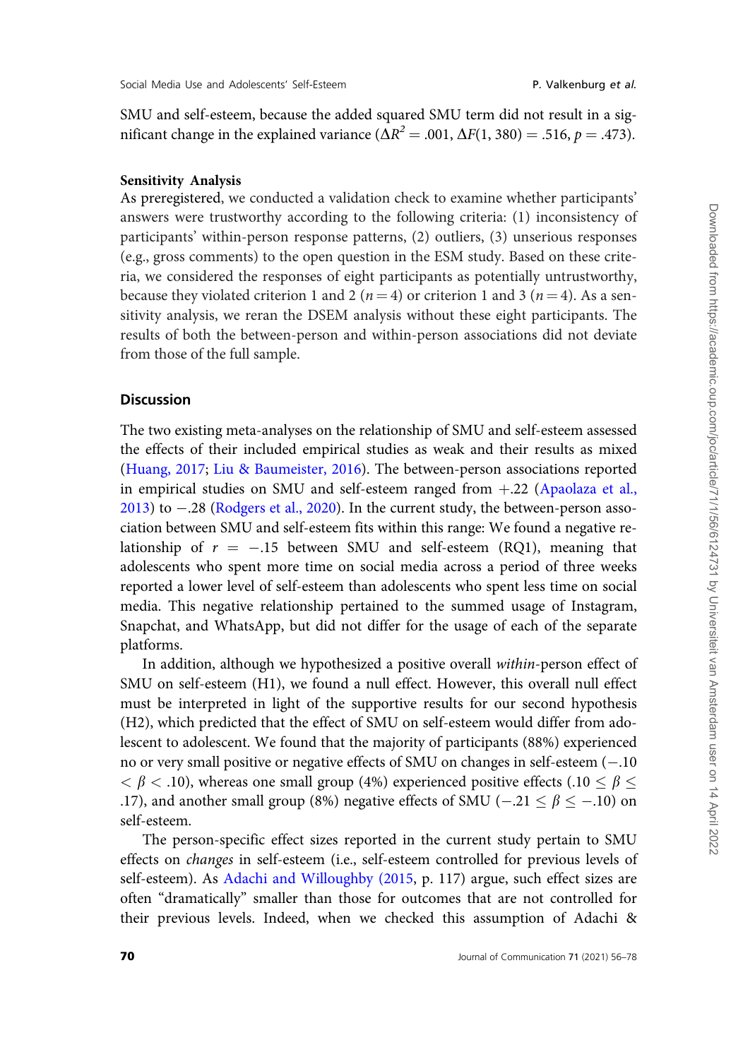SMU and self-esteem, because the added squared SMU term did not result in a significant change in the explained variance ($\Delta R^2 = .001$, $\Delta F(1, 380) = .516$, $p = .473$).

**Sensitivity Analysis**

As preregistered, we conducted a validation check to examine whether participants' answers were trustworthy according to the following criteria: (1) inconsistency of participants' within-person response patterns, (2) outliers, (3) unserious responses (e.g., gross comments) to the open question in the ESM study. Based on these criteria, we considered the responses of eight participants as potentially untrustworthy, because they violated criterion 1 and 2 ($n = 4$) or criterion 1 and 3 ($n = 4$). As a sensitivity analysis, we reran the DSEM analysis without these eight participants. The results of both the between-person and within-person associations did not deviate from those of the full sample.

## Discussion

The two existing meta-analyses on the relationship of SMU and self-esteem assessed the effects of their included empirical studies as weak and their results as mixed (Huang, 2017; Liu & Baumeister, 2016). The between-person associations reported in empirical studies on SMU and self-esteem ranged from +.22 (Apaolaza et al., 2013) to −.28 (Rodgers et al., 2020). In the current study, the between-person association between SMU and self-esteem fits within this range: We found a negative relationship of $r = -.15$ between SMU and self-esteem (RQ1), meaning that adolescents who spent more time on social media across a period of three weeks reported a lower level of self-esteem than adolescents who spent less time on social media. This negative relationship pertained to the summed usage of Instagram, Snapchat, and WhatsApp, but did not differ for the usage of each of the separate platforms.

In addition, although we hypothesized a positive overall *within*-person effect of SMU on self-esteem (H1), we found a null effect. However, this overall null effect must be interpreted in light of the supportive results for our second hypothesis (H2), which predicted that the effect of SMU on self-esteem would differ from adolescent to adolescent. We found that the majority of participants (88%) experienced no or very small positive or negative effects of SMU on changes in self-esteem ($-.10 < \beta < .10$), whereas one small group (4%) experienced positive effects ($.10 \leq \beta \leq .17$), and another small group (8%) negative effects of SMU ($-.21 \leq \beta \leq -.10$) on self-esteem.

The person-specific effect sizes reported in the current study pertain to SMU effects on *changes* in self-esteem (i.e., self-esteem controlled for previous levels of self-esteem). As Adachi and Willoughby (2015, p. 117) argue, such effect sizes are often "dramatically" smaller than those for outcomes that are not controlled for their previous levels. Indeed, when we checked this assumption of Adachi &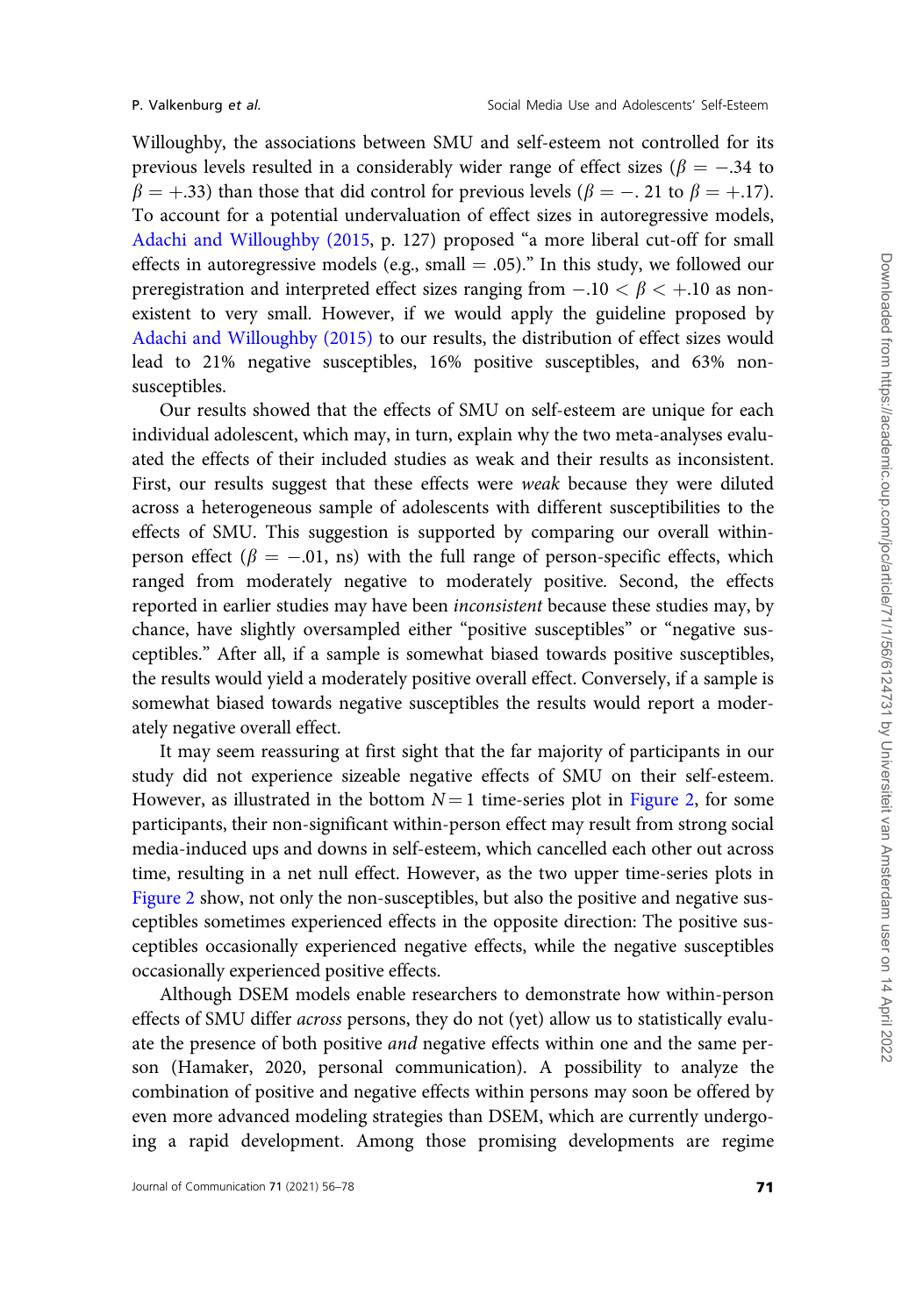Willoughby, the associations between SMU and self-esteem not controlled for its previous levels resulted in a considerably wider range of effect sizes ($\beta = -.34$ to $\beta = +.33$) than those that did control for previous levels ($\beta = -.21$ to $\beta = +.17$). To account for a potential undervaluation of effect sizes in autoregressive models, Adachi and Willoughby (2015, p. 127) proposed "a more liberal cut-off for small effects in autoregressive models (e.g., small = .05)." In this study, we followed our preregistration and interpreted effect sizes ranging from $-.10 < \beta < +.10$ as non-existent to very small. However, if we would apply the guideline proposed by Adachi and Willoughby (2015) to our results, the distribution of effect sizes would lead to 21% negative susceptibles, 16% positive susceptibles, and 63% non-susceptibles.

Our results showed that the effects of SMU on self-esteem are unique for each individual adolescent, which may, in turn, explain why the two meta-analyses evaluated the effects of their included studies as weak and their results as inconsistent. First, our results suggest that these effects were *weak* because they were diluted across a heterogeneous sample of adolescents with different susceptibilities to the effects of SMU. This suggestion is supported by comparing our overall within-person effect ($\beta = -.01$, ns) with the full range of person-specific effects, which ranged from moderately negative to moderately positive. Second, the effects reported in earlier studies may have been *inconsistent* because these studies may, by chance, have slightly oversampled either "positive susceptibles" or "negative susceptibles." After all, if a sample is somewhat biased towards positive susceptibles, the results would yield a moderately positive overall effect. Conversely, if a sample is somewhat biased towards negative susceptibles the results would report a moderately negative overall effect.

It may seem reassuring at first sight that the far majority of participants in our study did not experience sizeable negative effects of SMU on their self-esteem. However, as illustrated in the bottom $N = 1$ time-series plot in Figure 2, for some participants, their non-significant within-person effect may result from strong social media-induced ups and downs in self-esteem, which cancelled each other out across time, resulting in a net null effect. However, as the two upper time-series plots in Figure 2 show, not only the non-susceptibles, but also the positive and negative susceptibles sometimes experienced effects in the opposite direction: The positive susceptibles occasionally experienced negative effects, while the negative susceptibles occasionally experienced positive effects.

Although DSEM models enable researchers to demonstrate how within-person effects of SMU differ *across* persons, they do not (yet) allow us to statistically evaluate the presence of both positive *and* negative effects within one and the same person (Hamaker, 2020, personal communication). A possibility to analyze the combination of positive and negative effects within persons may soon be offered by even more advanced modeling strategies than DSEM, which are currently undergoing a rapid development. Among those promising developments are regime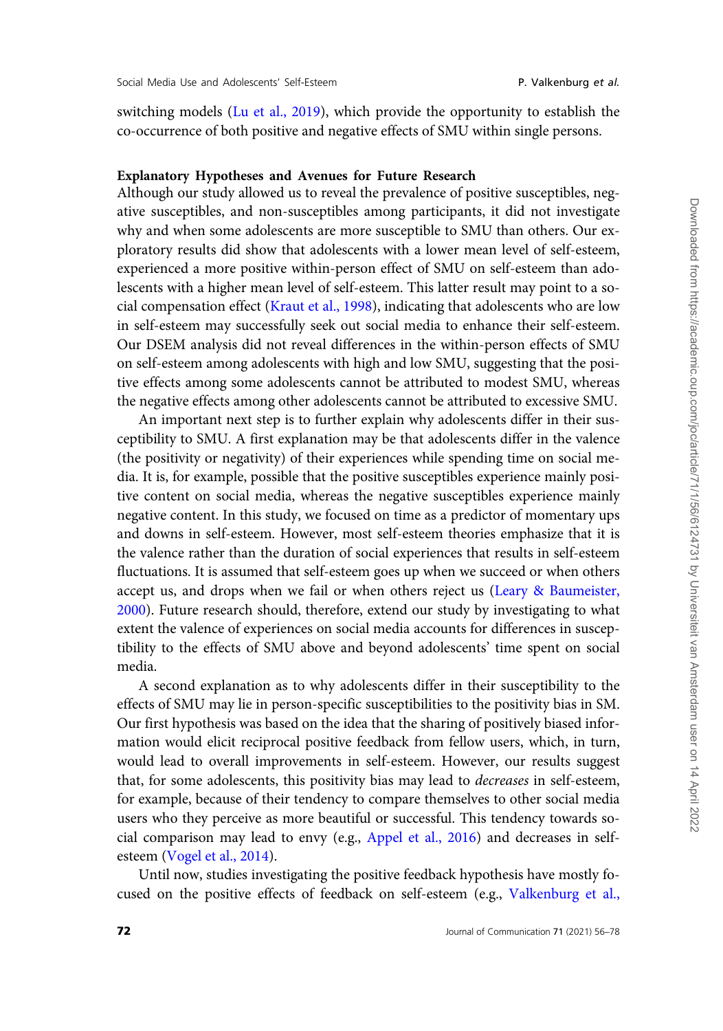switching models (Lu et al., 2019), which provide the opportunity to establish the co-occurrence of both positive and negative effects of SMU within single persons.

### Explanatory Hypotheses and Avenues for Future Research

Although our study allowed us to reveal the prevalence of positive susceptibles, negative susceptibles, and non-susceptibles among participants, it did not investigate why and when some adolescents are more susceptible to SMU than others. Our exploratory results did show that adolescents with a lower mean level of self-esteem, experienced a more positive within-person effect of SMU on self-esteem than adolescents with a higher mean level of self-esteem. This latter result may point to a social compensation effect (Kraut et al., 1998), indicating that adolescents who are low in self-esteem may successfully seek out social media to enhance their self-esteem. Our DSEM analysis did not reveal differences in the within-person effects of SMU on self-esteem among adolescents with high and low SMU, suggesting that the positive effects among some adolescents cannot be attributed to modest SMU, whereas the negative effects among other adolescents cannot be attributed to excessive SMU.

An important next step is to further explain why adolescents differ in their susceptibility to SMU. A first explanation may be that adolescents differ in the valence (the positivity or negativity) of their experiences while spending time on social media. It is, for example, possible that the positive susceptibles experience mainly positive content on social media, whereas the negative susceptibles experience mainly negative content. In this study, we focused on time as a predictor of momentary ups and downs in self-esteem. However, most self-esteem theories emphasize that it is the valence rather than the duration of social experiences that results in self-esteem fluctuations. It is assumed that self-esteem goes up when we succeed or when others accept us, and drops when we fail or when others reject us (Leary & Baumeister, 2000). Future research should, therefore, extend our study by investigating to what extent the valence of experiences on social media accounts for differences in susceptibility to the effects of SMU above and beyond adolescents' time spent on social media.

A second explanation as to why adolescents differ in their susceptibility to the effects of SMU may lie in person-specific susceptibilities to the positivity bias in SM. Our first hypothesis was based on the idea that the sharing of positively biased information would elicit reciprocal positive feedback from fellow users, which, in turn, would lead to overall improvements in self-esteem. However, our results suggest that, for some adolescents, this positivity bias may lead to *decreases* in self-esteem, for example, because of their tendency to compare themselves to other social media users who they perceive as more beautiful or successful. This tendency towards social comparison may lead to envy (e.g., Appel et al., 2016) and decreases in self-esteem (Vogel et al., 2014).

Until now, studies investigating the positive feedback hypothesis have mostly focused on the positive effects of feedback on self-esteem (e.g., Valkenburg et al.,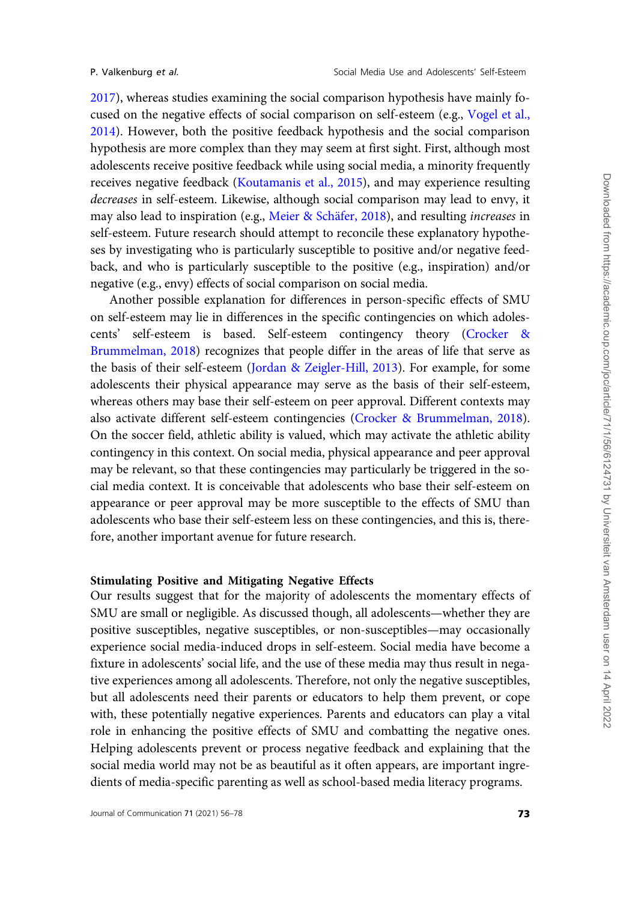2017), whereas studies examining the social comparison hypothesis have mainly focused on the negative effects of social comparison on self-esteem (e.g., Vogel et al., 2014). However, both the positive feedback hypothesis and the social comparison hypothesis are more complex than they may seem at first sight. First, although most adolescents receive positive feedback while using social media, a minority frequently receives negative feedback (Koutamanis et al., 2015), and may experience resulting *decreases* in self-esteem. Likewise, although social comparison may lead to envy, it may also lead to inspiration (e.g., Meier & Schäfer, 2018), and resulting *increases* in self-esteem. Future research should attempt to reconcile these explanatory hypotheses by investigating who is particularly susceptible to positive and/or negative feedback, and who is particularly susceptible to the positive (e.g., inspiration) and/or negative (e.g., envy) effects of social comparison on social media.

Another possible explanation for differences in person-specific effects of SMU on self-esteem may lie in differences in the specific contingencies on which adolescents' self-esteem is based. Self-esteem contingency theory (Crocker & Brummelman, 2018) recognizes that people differ in the areas of life that serve as the basis of their self-esteem (Jordan & Zeigler-Hill, 2013). For example, for some adolescents their physical appearance may serve as the basis of their self-esteem, whereas others may base their self-esteem on peer approval. Different contexts may also activate different self-esteem contingencies (Crocker & Brummelman, 2018). On the soccer field, athletic ability is valued, which may activate the athletic ability contingency in this context. On social media, physical appearance and peer approval may be relevant, so that these contingencies may particularly be triggered in the social media context. It is conceivable that adolescents who base their self-esteem on appearance or peer approval may be more susceptible to the effects of SMU than adolescents who base their self-esteem less on these contingencies, and this is, therefore, another important avenue for future research.

### Stimulating Positive and Mitigating Negative Effects

Our results suggest that for the majority of adolescents the momentary effects of SMU are small or negligible. As discussed though, all adolescents—whether they are positive susceptibles, negative susceptibles, or non-susceptibles—may occasionally experience social media-induced drops in self-esteem. Social media have become a fixture in adolescents' social life, and the use of these media may thus result in negative experiences among all adolescents. Therefore, not only the negative susceptibles, but all adolescents need their parents or educators to help them prevent, or cope with, these potentially negative experiences. Parents and educators can play a vital role in enhancing the positive effects of SMU and combatting the negative ones. Helping adolescents prevent or process negative feedback and explaining that the social media world may not be as beautiful as it often appears, are important ingredients of media-specific parenting as well as school-based media literacy programs.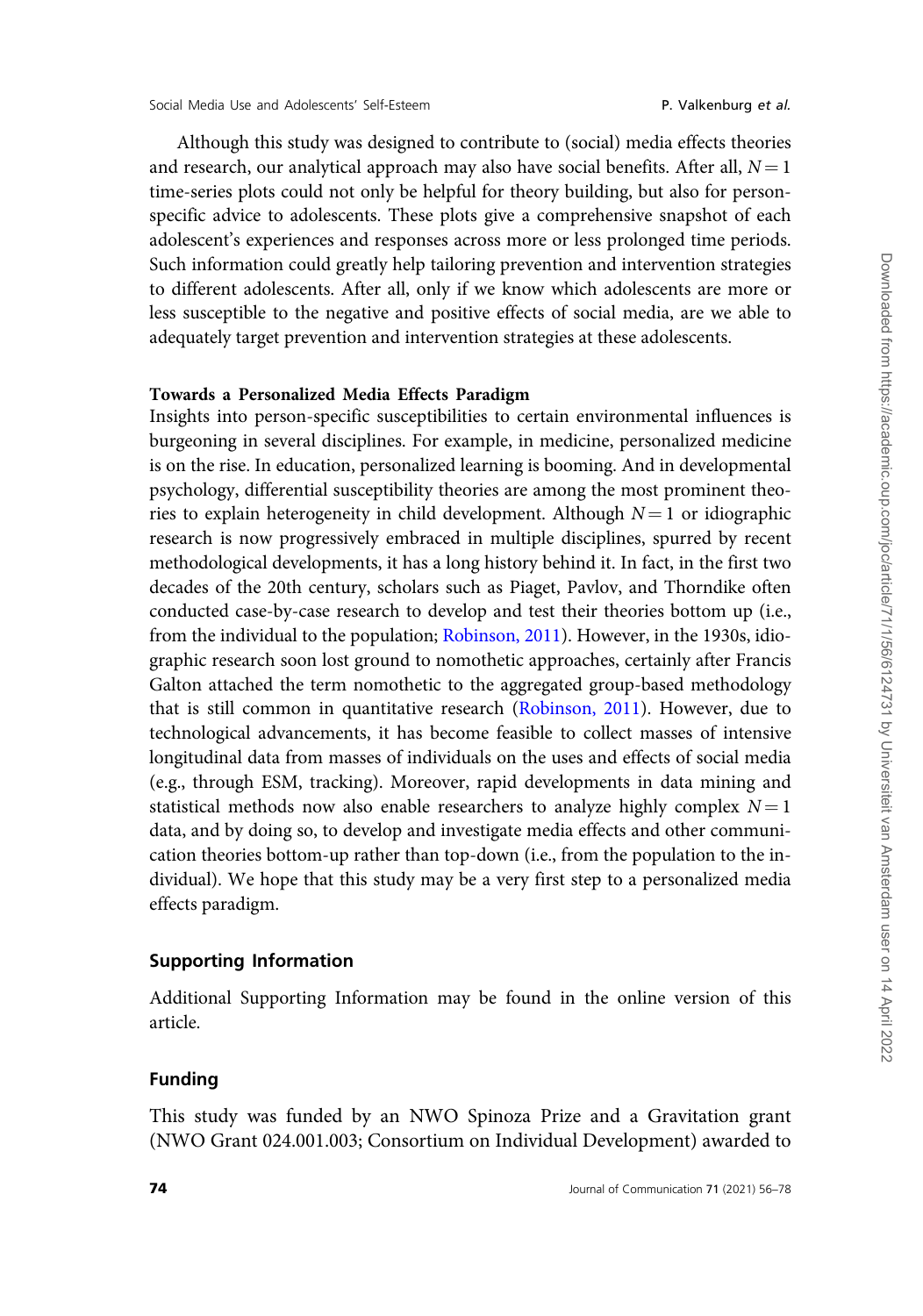Although this study was designed to contribute to (social) media effects theories and research, our analytical approach may also have social benefits. After all, $N = 1$ time-series plots could not only be helpful for theory building, but also for person-specific advice to adolescents. These plots give a comprehensive snapshot of each adolescent's experiences and responses across more or less prolonged time periods. Such information could greatly help tailoring prevention and intervention strategies to different adolescents. After all, only if we know which adolescents are more or less susceptible to the negative and positive effects of social media, are we able to adequately target prevention and intervention strategies at these adolescents.

#### Towards a Personalized Media Effects Paradigm

Insights into person-specific susceptibilities to certain environmental influences is burgeoning in several disciplines. For example, in medicine, personalized medicine is on the rise. In education, personalized learning is booming. And in developmental psychology, differential susceptibility theories are among the most prominent theories to explain heterogeneity in child development. Although $N = 1$ or idiographic research is now progressively embraced in multiple disciplines, spurred by recent methodological developments, it has a long history behind it. In fact, in the first two decades of the 20th century, scholars such as Piaget, Pavlov, and Thorndike often conducted case-by-case research to develop and test their theories bottom up (i.e., from the individual to the population; Robinson, 2011). However, in the 1930s, idiographic research soon lost ground to nomothetic approaches, certainly after Francis Galton attached the term nomothetic to the aggregated group-based methodology that is still common in quantitative research (Robinson, 2011). However, due to technological advancements, it has become feasible to collect masses of intensive longitudinal data from masses of individuals on the uses and effects of social media (e.g., through ESM, tracking). Moreover, rapid developments in data mining and statistical methods now also enable researchers to analyze highly complex $N = 1$ data, and by doing so, to develop and investigate media effects and other communication theories bottom-up rather than top-down (i.e., from the population to the individual). We hope that this study may be a very first step to a personalized media effects paradigm.

## Supporting Information

Additional Supporting Information may be found in the online version of this article.

## Funding

This study was funded by an NWO Spinoza Prize and a Gravitation grant (NWO Grant 024.001.003; Consortium on Individual Development) awarded to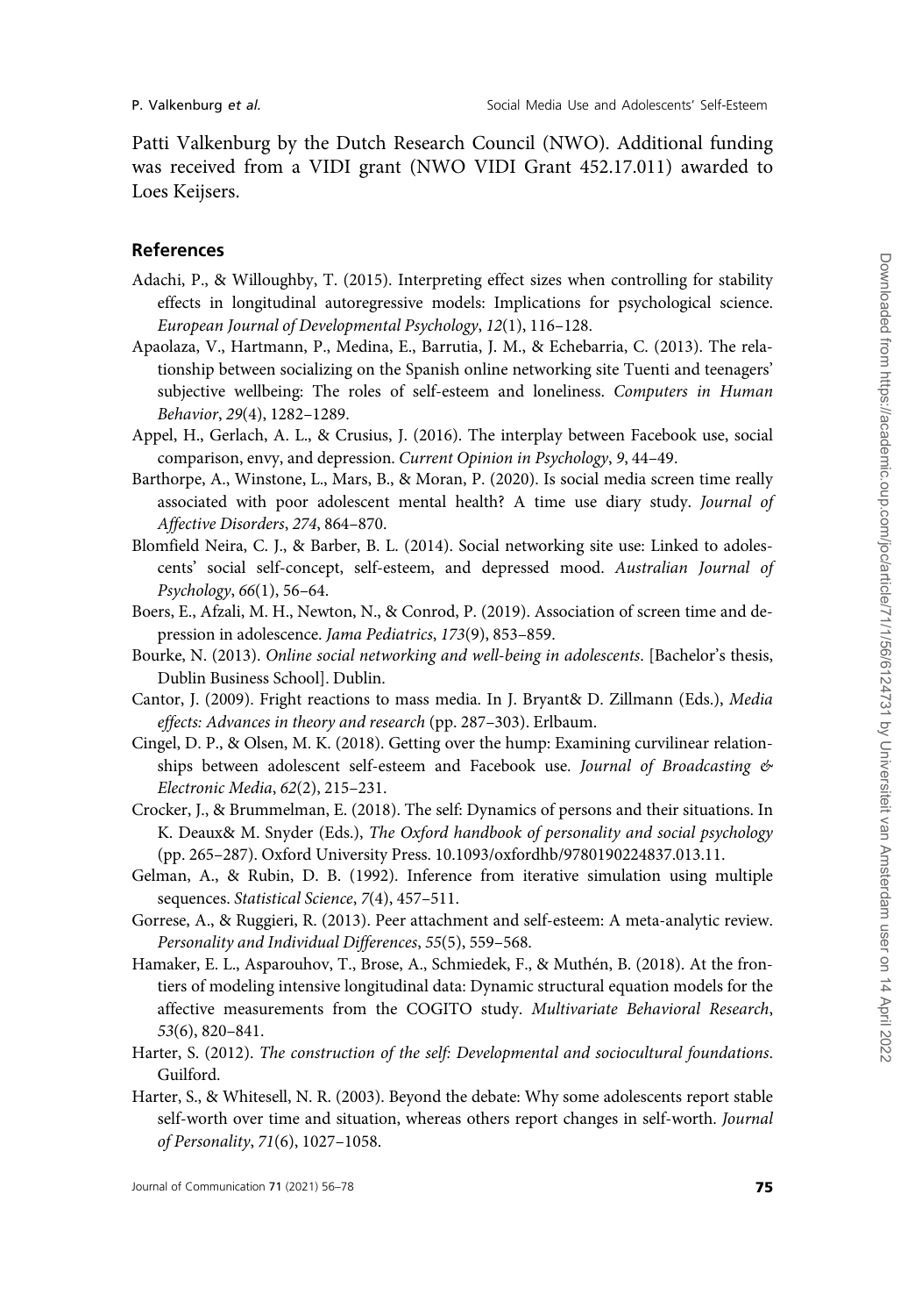Patti Valkenburg by the Dutch Research Council (NWO). Additional funding was received from a VIDI grant (NWO VIDI Grant 452.17.011) awarded to Loes Keijsers.

## References

Adachi, P., & Willoughby, T. (2015). Interpreting effect sizes when controlling for stability effects in longitudinal autoregressive models: Implications for psychological science. *European Journal of Developmental Psychology*, *12*(1), 116–128.

Apaolaza, V., Hartmann, P., Medina, E., Barrutia, J. M., & Echebarria, C. (2013). The relationship between socializing on the Spanish online networking site Tuenti and teenagers' subjective wellbeing: The roles of self-esteem and loneliness. *Computers in Human Behavior*, *29*(4), 1282–1289.

Appel, H., Gerlach, A. L., & Crusius, J. (2016). The interplay between Facebook use, social comparison, envy, and depression. *Current Opinion in Psychology*, *9*, 44–49.

Barthorpe, A., Winstone, L., Mars, B., & Moran, P. (2020). Is social media screen time really associated with poor adolescent mental health? A time use diary study. *Journal of Affective Disorders*, *274*, 864–870.

Blomfield Neira, C. J., & Barber, B. L. (2014). Social networking site use: Linked to adolescents' social self-concept, self-esteem, and depressed mood. *Australian Journal of Psychology*, *66*(1), 56–64.

Boers, E., Afzali, M. H., Newton, N., & Conrod, P. (2019). Association of screen time and depression in adolescence. *Jama Pediatrics*, *173*(9), 853–859.

Bourke, N. (2013). *Online social networking and well-being in adolescents*. [Bachelor's thesis, Dublin Business School]. Dublin.

Cantor, J. (2009). Fright reactions to mass media. In J. Bryant& D. Zillmann (Eds.), *Media effects: Advances in theory and research* (pp. 287–303). Erlbaum.

Cingel, D. P., & Olsen, M. K. (2018). Getting over the hump: Examining curvilinear relationships between adolescent self-esteem and Facebook use. *Journal of Broadcasting & Electronic Media*, *62*(2), 215–231.

Crocker, J., & Brummelman, E. (2018). The self: Dynamics of persons and their situations. In K. Deaux& M. Snyder (Eds.), *The Oxford handbook of personality and social psychology* (pp. 265–287). Oxford University Press. 10.1093/oxfordhb/9780190224837.013.11.

Gelman, A., & Rubin, D. B. (1992). Inference from iterative simulation using multiple sequences. *Statistical Science*, *7*(4), 457–511.

Gorrese, A., & Ruggieri, R. (2013). Peer attachment and self-esteem: A meta-analytic review. *Personality and Individual Differences*, *55*(5), 559–568.

Hamaker, E. L., Asparouhov, T., Brose, A., Schmiedek, F., & Muthén, B. (2018). At the frontiers of modeling intensive longitudinal data: Dynamic structural equation models for the affective measurements from the COGITO study. *Multivariate Behavioral Research*, *53*(6), 820–841.

Harter, S. (2012). *The construction of the self: Developmental and sociocultural foundations*. Guilford.

Harter, S., & Whitesell, N. R. (2003). Beyond the debate: Why some adolescents report stable self-worth over time and situation, whereas others report changes in self-worth. *Journal of Personality*, *71*(6), 1027–1058.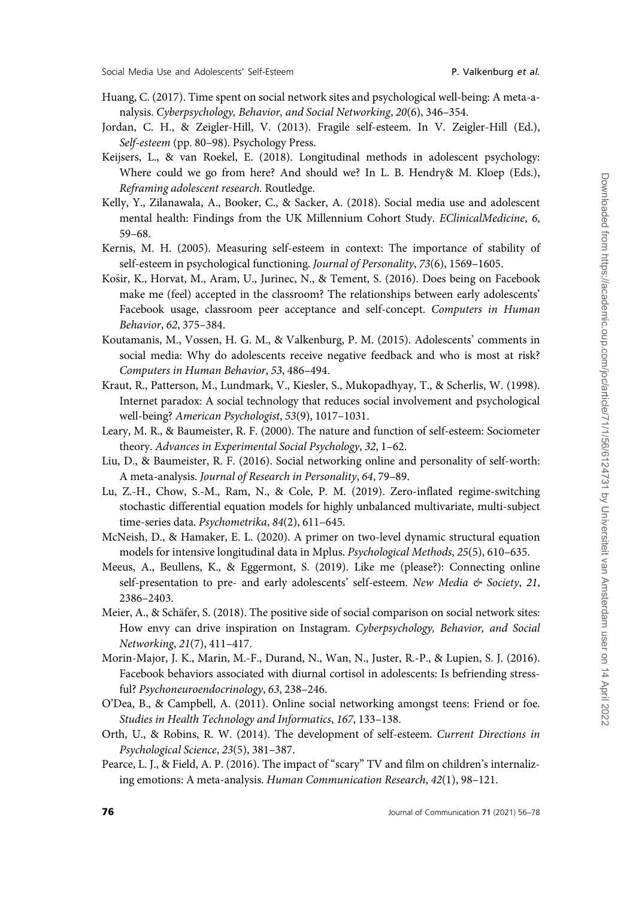Huang, C. (2017). Time spent on social network sites and psychological well-being: A meta-analysis. *Cyberpsychology, Behavior, and Social Networking*, *20*(6), 346–354.

Jordan, C. H., & Zeigler-Hill, V. (2013). Fragile self-esteem. In V. Zeigler-Hill (Ed.), *Self-esteem* (pp. 80–98). Psychology Press.

Keijsers, L., & van Roekel, E. (2018). Longitudinal methods in adolescent psychology: Where could we go from here? And should we? In L. B. Hendry& M. Kloep (Eds.), *Reframing adolescent research.* Routledge.

Kelly, Y., Zilanawala, A., Booker, C., & Sacker, A. (2018). Social media use and adolescent mental health: Findings from the UK Millennium Cohort Study. *EClinicalMedicine*, *6*, 59–68.

Kernis, M. H. (2005). Measuring self-esteem in context: The importance of stability of self-esteem in psychological functioning. *Journal of Personality*, *73*(6), 1569–1605.

Košir, K., Horvat, M., Aram, U., Jurinec, N., & Tement, S. (2016). Does being on Facebook make me (feel) accepted in the classroom? The relationships between early adolescents' Facebook usage, classroom peer acceptance and self-concept. *Computers in Human Behavior*, *62*, 375–384.

Koutamanis, M., Vossen, H. G. M., & Valkenburg, P. M. (2015). Adolescents' comments in social media: Why do adolescents receive negative feedback and who is most at risk? *Computers in Human Behavior*, *53*, 486–494.

Kraut, R., Patterson, M., Lundmark, V., Kiesler, S., Mukopadhyay, T., & Scherlis, W. (1998). Internet paradox: A social technology that reduces social involvement and psychological well-being? *American Psychologist*, *53*(9), 1017–1031.

Leary, M. R., & Baumeister, R. F. (2000). The nature and function of self-esteem: Sociometer theory. *Advances in Experimental Social Psychology*, *32*, 1–62.

Liu, D., & Baumeister, R. F. (2016). Social networking online and personality of self-worth: A meta-analysis. *Journal of Research in Personality*, *64*, 79–89.

Lu, Z.-H., Chow, S.-M., Ram, N., & Cole, P. M. (2019). Zero-inflated regime-switching stochastic differential equation models for highly unbalanced multivariate, multi-subject time-series data. *Psychometrika*, *84*(2), 611–645.

McNeish, D., & Hamaker, E. L. (2020). A primer on two-level dynamic structural equation models for intensive longitudinal data in Mplus. *Psychological Methods*, *25*(5), 610–635.

Meeus, A., Beullens, K., & Eggermont, S. (2019). Like me (please?): Connecting online self-presentation to pre- and early adolescents' self-esteem. *New Media & Society*, *21*, 2386–2403.

Meier, A., & Schäfer, S. (2018). The positive side of social comparison on social network sites: How envy can drive inspiration on Instagram. *Cyberpsychology, Behavior, and Social Networking*, *21*(7), 411–417.

Morin-Major, J. K., Marin, M.-F., Durand, N., Wan, N., Juster, R.-P., & Lupien, S. J. (2016). Facebook behaviors associated with diurnal cortisol in adolescents: Is befriending stressful? *Psychoneuroendocrinology*, *63*, 238–246.

O'Dea, B., & Campbell, A. (2011). Online social networking amongst teens: Friend or foe. *Studies in Health Technology and Informatics*, *167*, 133–138.

Orth, U., & Robins, R. W. (2014). The development of self-esteem. *Current Directions in Psychological Science*, *23*(5), 381–387.

Pearce, L. J., & Field, A. P. (2016). The impact of "scary" TV and film on children's internalizing emotions: A meta-analysis. *Human Communication Research*, *42*(1), 98–121.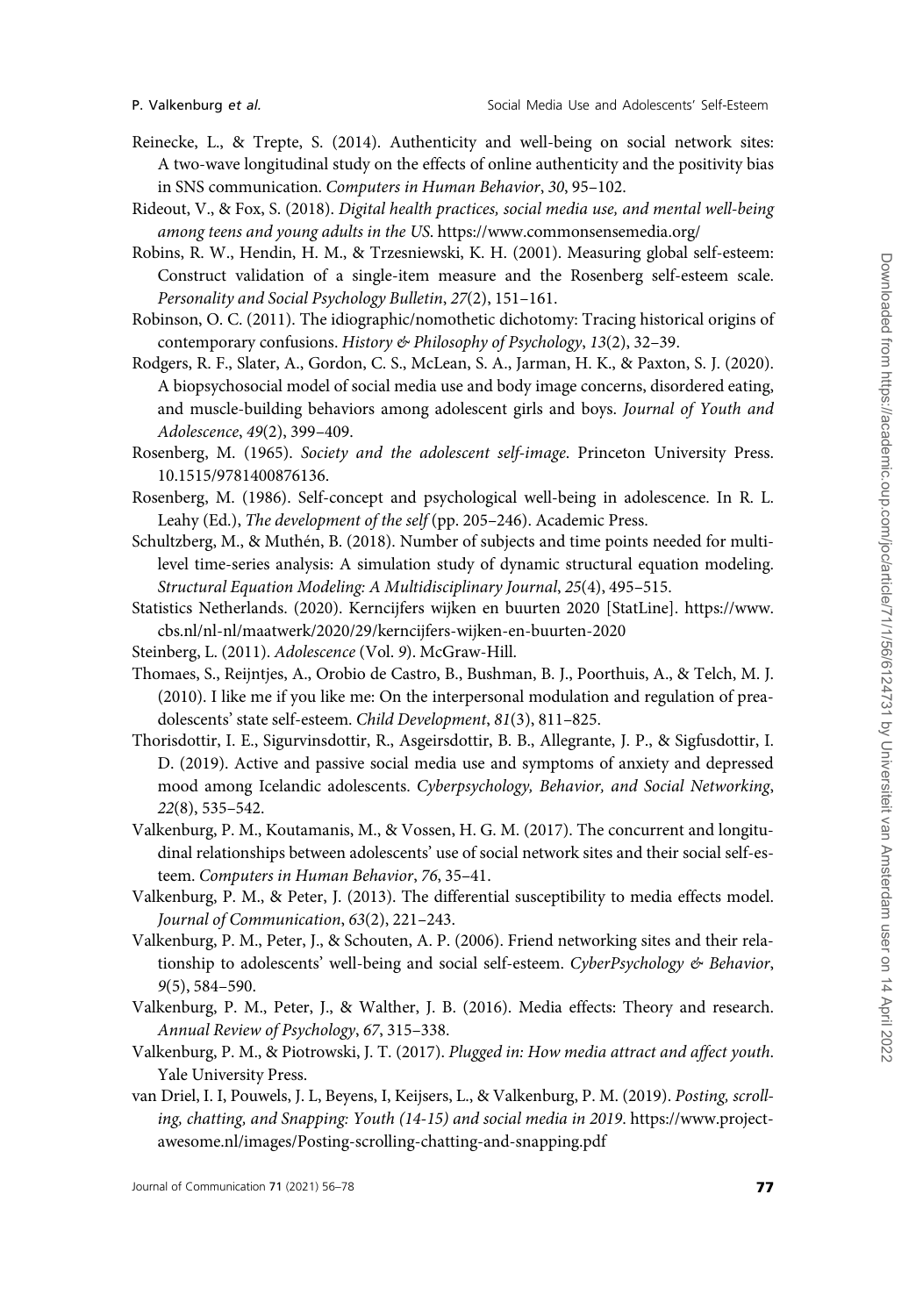Reinecke, L., & Trepte, S. (2014). Authenticity and well-being on social network sites: A two-wave longitudinal study on the effects of online authenticity and the positivity bias in SNS communication. *Computers in Human Behavior*, *30*, 95–102.

Rideout, V., & Fox, S. (2018). *Digital health practices, social media use, and mental well-being among teens and young adults in the US*. https://www.commonsensemedia.org/

Robins, R. W., Hendin, H. M., & Trzesniewski, K. H. (2001). Measuring global self-esteem: Construct validation of a single-item measure and the Rosenberg self-esteem scale. *Personality and Social Psychology Bulletin*, *27*(2), 151–161.

Robinson, O. C. (2011). The idiographic/nomothetic dichotomy: Tracing historical origins of contemporary confusions. *History & Philosophy of Psychology*, *13*(2), 32–39.

Rodgers, R. F., Slater, A., Gordon, C. S., McLean, S. A., Jarman, H. K., & Paxton, S. J. (2020). A biopsychosocial model of social media use and body image concerns, disordered eating, and muscle-building behaviors among adolescent girls and boys. *Journal of Youth and Adolescence*, *49*(2), 399–409.

Rosenberg, M. (1965). *Society and the adolescent self-image*. Princeton University Press. 10.1515/9781400876136.

Rosenberg, M. (1986). Self-concept and psychological well-being in adolescence. In R. L. Leahy (Ed.), *The development of the self* (pp. 205–246). Academic Press.

Schultzberg, M., & Muthén, B. (2018). Number of subjects and time points needed for multilevel time-series analysis: A simulation study of dynamic structural equation modeling. *Structural Equation Modeling: A Multidisciplinary Journal*, *25*(4), 495–515.

Statistics Netherlands. (2020). Kerncijfers wijken en buurten 2020 [StatLine]. https://www.cbs.nl/nl-nl/maatwerk/2020/29/kerncijfers-wijken-en-buurten-2020

Steinberg, L. (2011). *Adolescence* (Vol. 9). McGraw-Hill.

Thomaes, S., Reijntjes, A., Orobio de Castro, B., Bushman, B. J., Poorthuis, A., & Telch, M. J. (2010). I like me if you like me: On the interpersonal modulation and regulation of preadolescents' state self-esteem. *Child Development*, *81*(3), 811–825.

Thorisdottir, I. E., Sigurvinsdottir, R., Asgeirsdottir, B. B., Allegrante, J. P., & Sigfusdottir, I. D. (2019). Active and passive social media use and symptoms of anxiety and depressed mood among Icelandic adolescents. *Cyberpsychology, Behavior, and Social Networking*, *22*(8), 535–542.

Valkenburg, P. M., Koutamanis, M., & Vossen, H. G. M. (2017). The concurrent and longitudinal relationships between adolescents' use of social network sites and their social self-esteem. *Computers in Human Behavior*, *76*, 35–41.

Valkenburg, P. M., & Peter, J. (2013). The differential susceptibility to media effects model. *Journal of Communication*, *63*(2), 221–243.

Valkenburg, P. M., Peter, J., & Schouten, A. P. (2006). Friend networking sites and their relationship to adolescents' well-being and social self-esteem. *CyberPsychology & Behavior*, *9*(5), 584–590.

Valkenburg, P. M., Peter, J., & Walther, J. B. (2016). Media effects: Theory and research. *Annual Review of Psychology*, *67*, 315–338.

Valkenburg, P. M., & Piotrowski, J. T. (2017). *Plugged in: How media attract and affect youth*. Yale University Press.

van Driel, I. I, Pouwels, J. L, Beyens, I, Keijsers, L., & Valkenburg, P. M. (2019). *Posting, scrolling, chatting, and Snapping: Youth (14-15) and social media in 2019*. https://www.project-awesome.nl/images/Posting-scrolling-chatting-and-snapping.pdf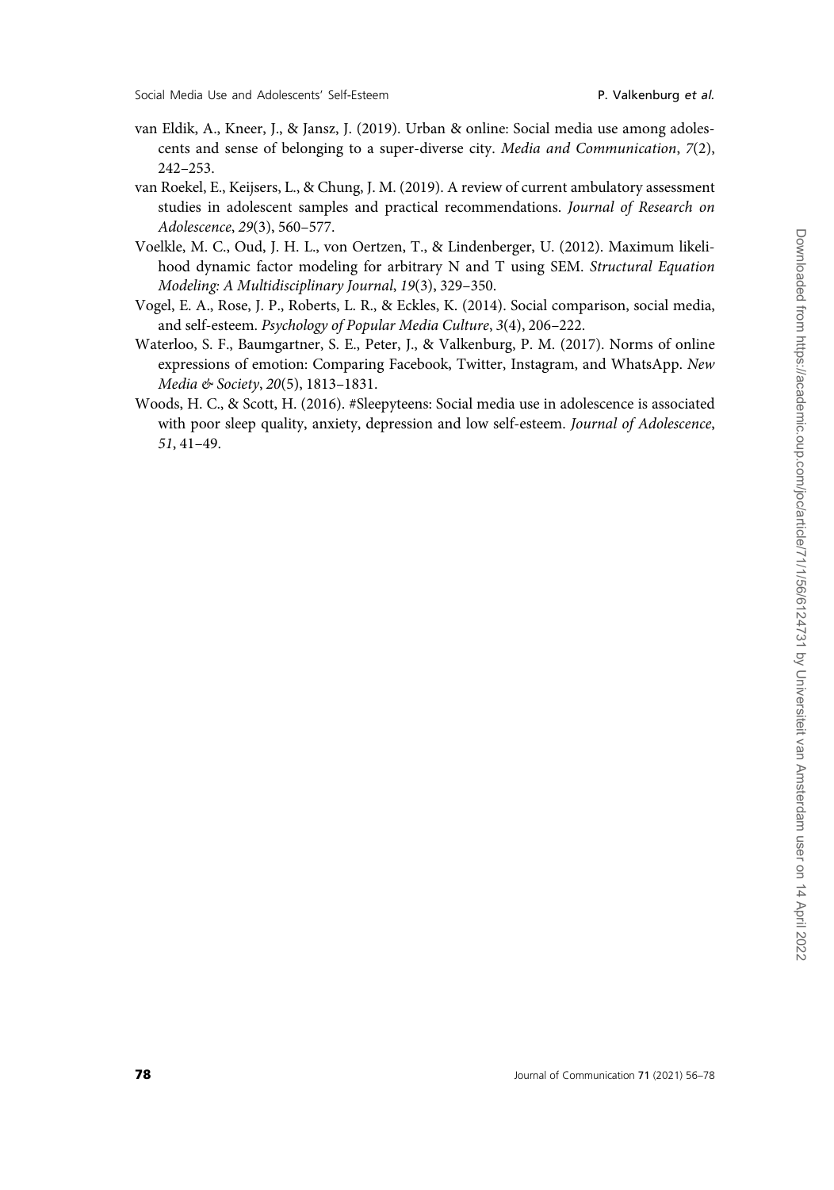van Eldik, A., Kneer, J., & Jansz, J. (2019). Urban & online: Social media use among adolescents and sense of belonging to a super-diverse city. *Media and Communication*, *7*(2), 242–253.

van Roekel, E., Keijsers, L., & Chung, J. M. (2019). A review of current ambulatory assessment studies in adolescent samples and practical recommendations. *Journal of Research on Adolescence*, *29*(3), 560–577.

Voelkle, M. C., Oud, J. H. L., von Oertzen, T., & Lindenberger, U. (2012). Maximum likelihood dynamic factor modeling for arbitrary N and T using SEM. *Structural Equation Modeling: A Multidisciplinary Journal*, *19*(3), 329–350.

Vogel, E. A., Rose, J. P., Roberts, L. R., & Eckles, K. (2014). Social comparison, social media, and self-esteem. *Psychology of Popular Media Culture*, *3*(4), 206–222.

Waterloo, S. F., Baumgartner, S. E., Peter, J., & Valkenburg, P. M. (2017). Norms of online expressions of emotion: Comparing Facebook, Twitter, Instagram, and WhatsApp. *New Media & Society*, *20*(5), 1813–1831.

Woods, H. C., & Scott, H. (2016). #Sleepyteens: Social media use in adolescence is associated with poor sleep quality, anxiety, depression and low self-esteem. *Journal of Adolescence*, *51*, 41–49.